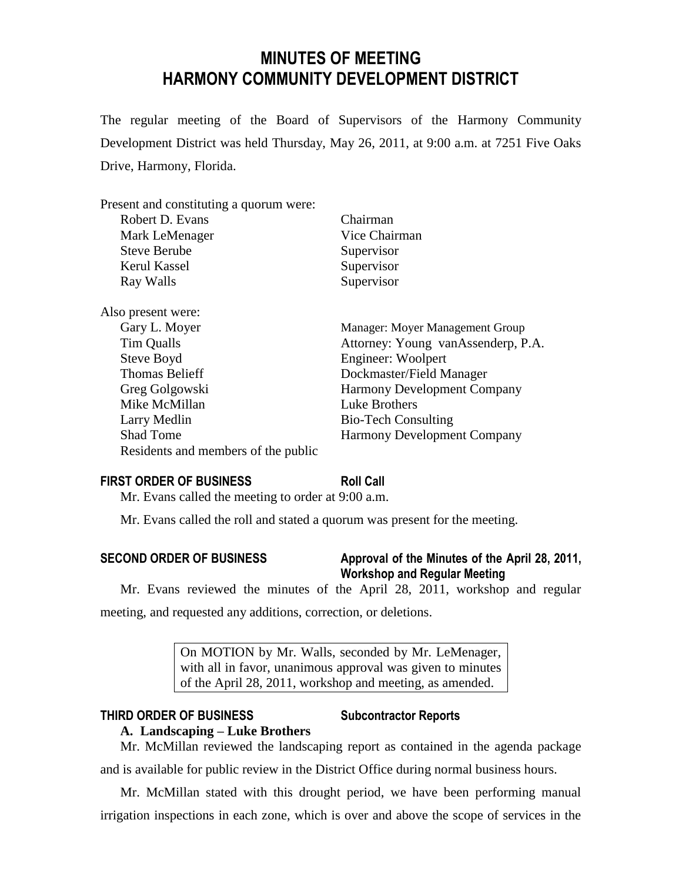# MINUTES OF MEETING
# HARMONY COMMUNITY DEVELOPMENT DISTRICT

The regular meeting of the Board of Supervisors of the Harmony Community Development District was held Thursday, May 26, 2011, at 9:00 a.m. at 7251 Five Oaks Drive, Harmony, Florida.

Present and constituting a quorum were:

| | |
|---|---|
| Robert D. Evans | Chairman |
| Mark LeMenager | Vice Chairman |
| Steve Berube | Supervisor |
| Kerul Kassel | Supervisor |
| Ray Walls | Supervisor |

Also present were:

| | |
|---|---|
| Gary L. Moyer | Manager: Moyer Management Group |
| Tim Qualls | Attorney: Young vanAssenderp, P.A. |
| Steve Boyd | Engineer: Woolpert |
| Thomas Belieff | Dockmaster/Field Manager |
| Greg Golgowski | Harmony Development Company |
| Mike McMillan | Luke Brothers |
| Larry Medlin | Bio-Tech Consulting |
| Shad Tome | Harmony Development Company |
| Residents and members of the public | |

**FIRST ORDER OF BUSINESS** **Roll Call**

Mr. Evans called the meeting to order at 9:00 a.m.

Mr. Evans called the roll and stated a quorum was present for the meeting.

**SECOND ORDER OF BUSINESS** **Approval of the Minutes of the April 28, 2011, Workshop and Regular Meeting**

Mr. Evans reviewed the minutes of the April 28, 2011, workshop and regular meeting, and requested any additions, correction, or deletions.

> On MOTION by Mr. Walls, seconded by Mr. LeMenager, with all in favor, unanimous approval was given to minutes of the April 28, 2011, workshop and meeting, as amended.

**THIRD ORDER OF BUSINESS** **Subcontractor Reports**

**A. Landscaping – Luke Brothers**

Mr. McMillan reviewed the landscaping report as contained in the agenda package and is available for public review in the District Office during normal business hours.

Mr. McMillan stated with this drought period, we have been performing manual irrigation inspections in each zone, which is over and above the scope of services in the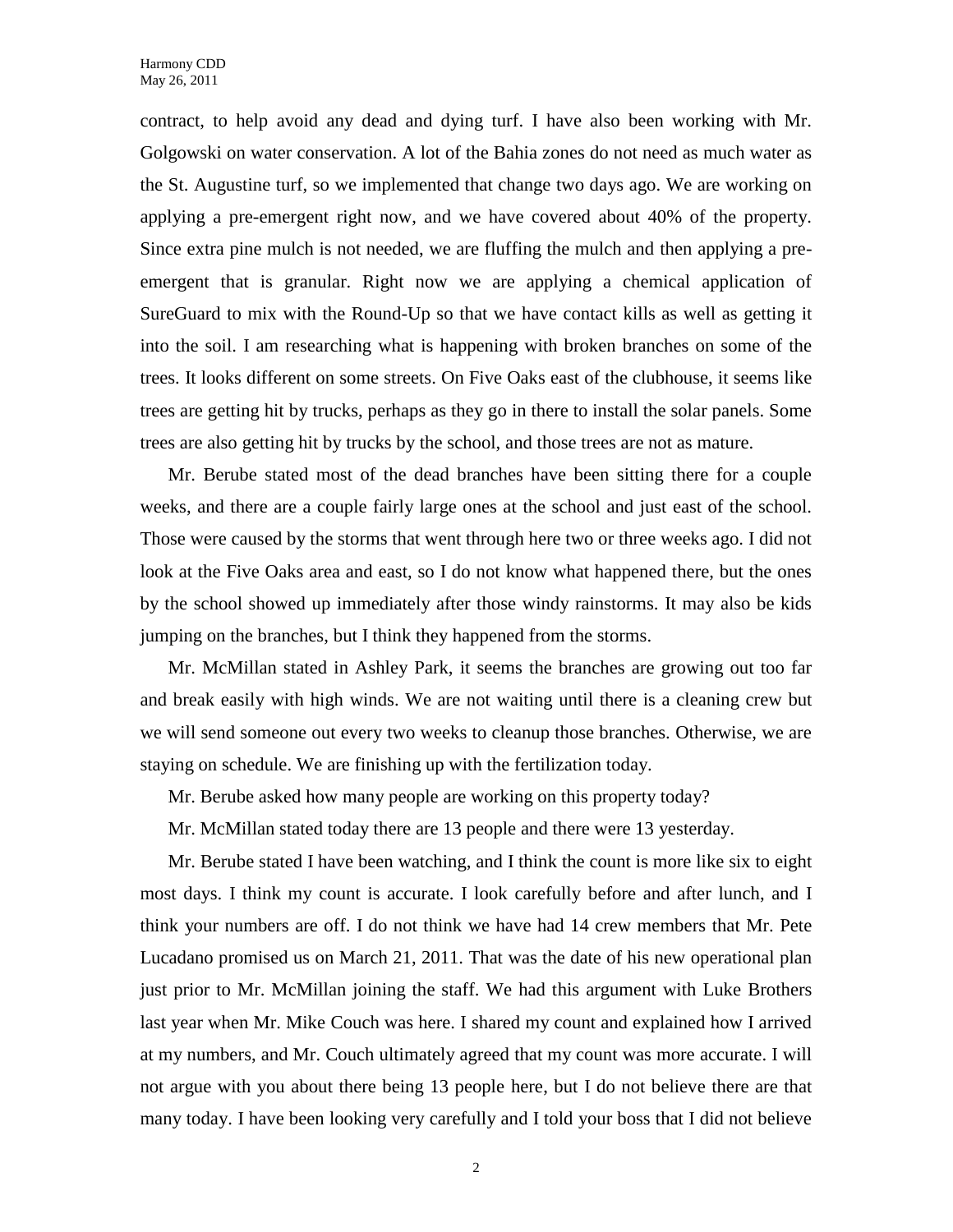contract, to help avoid any dead and dying turf. I have also been working with Mr. Golgowski on water conservation. A lot of the Bahia zones do not need as much water as the St. Augustine turf, so we implemented that change two days ago. We are working on applying a pre-emergent right now, and we have covered about 40% of the property. Since extra pine mulch is not needed, we are fluffing the mulch and then applying a pre-emergent that is granular. Right now we are applying a chemical application of SureGuard to mix with the Round-Up so that we have contact kills as well as getting it into the soil. I am researching what is happening with broken branches on some of the trees. It looks different on some streets. On Five Oaks east of the clubhouse, it seems like trees are getting hit by trucks, perhaps as they go in there to install the solar panels. Some trees are also getting hit by trucks by the school, and those trees are not as mature.

Mr. Berube stated most of the dead branches have been sitting there for a couple weeks, and there are a couple fairly large ones at the school and just east of the school. Those were caused by the storms that went through here two or three weeks ago. I did not look at the Five Oaks area and east, so I do not know what happened there, but the ones by the school showed up immediately after those windy rainstorms. It may also be kids jumping on the branches, but I think they happened from the storms.

Mr. McMillan stated in Ashley Park, it seems the branches are growing out too far and break easily with high winds. We are not waiting until there is a cleaning crew but we will send someone out every two weeks to cleanup those branches. Otherwise, we are staying on schedule. We are finishing up with the fertilization today.

Mr. Berube asked how many people are working on this property today?

Mr. McMillan stated today there are 13 people and there were 13 yesterday.

Mr. Berube stated I have been watching, and I think the count is more like six to eight most days. I think my count is accurate. I look carefully before and after lunch, and I think your numbers are off. I do not think we have had 14 crew members that Mr. Pete Lucadano promised us on March 21, 2011. That was the date of his new operational plan just prior to Mr. McMillan joining the staff. We had this argument with Luke Brothers last year when Mr. Mike Couch was here. I shared my count and explained how I arrived at my numbers, and Mr. Couch ultimately agreed that my count was more accurate. I will not argue with you about there being 13 people here, but I do not believe there are that many today. I have been looking very carefully and I told your boss that I did not believe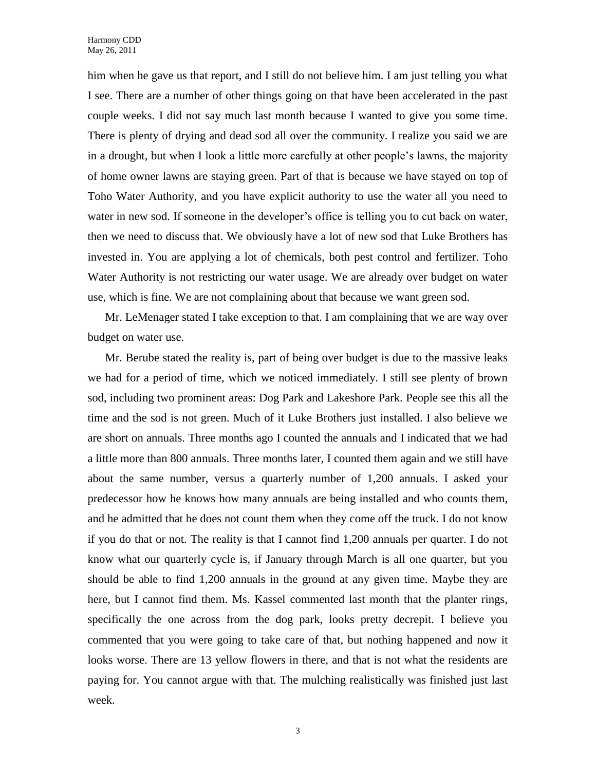him when he gave us that report, and I still do not believe him. I am just telling you what I see. There are a number of other things going on that have been accelerated in the past couple weeks. I did not say much last month because I wanted to give you some time. There is plenty of drying and dead sod all over the community. I realize you said we are in a drought, but when I look a little more carefully at other people's lawns, the majority of home owner lawns are staying green. Part of that is because we have stayed on top of Toho Water Authority, and you have explicit authority to use the water all you need to water in new sod. If someone in the developer's office is telling you to cut back on water, then we need to discuss that. We obviously have a lot of new sod that Luke Brothers has invested in. You are applying a lot of chemicals, both pest control and fertilizer. Toho Water Authority is not restricting our water usage. We are already over budget on water use, which is fine. We are not complaining about that because we want green sod.

Mr. LeMenager stated I take exception to that. I am complaining that we are way over budget on water use.

Mr. Berube stated the reality is, part of being over budget is due to the massive leaks we had for a period of time, which we noticed immediately. I still see plenty of brown sod, including two prominent areas: Dog Park and Lakeshore Park. People see this all the time and the sod is not green. Much of it Luke Brothers just installed. I also believe we are short on annuals. Three months ago I counted the annuals and I indicated that we had a little more than 800 annuals. Three months later, I counted them again and we still have about the same number, versus a quarterly number of 1,200 annuals. I asked your predecessor how he knows how many annuals are being installed and who counts them, and he admitted that he does not count them when they come off the truck. I do not know if you do that or not. The reality is that I cannot find 1,200 annuals per quarter. I do not know what our quarterly cycle is, if January through March is all one quarter, but you should be able to find 1,200 annuals in the ground at any given time. Maybe they are here, but I cannot find them. Ms. Kassel commented last month that the planter rings, specifically the one across from the dog park, looks pretty decrepit. I believe you commented that you were going to take care of that, but nothing happened and now it looks worse. There are 13 yellow flowers in there, and that is not what the residents are paying for. You cannot argue with that. The mulching realistically was finished just last week.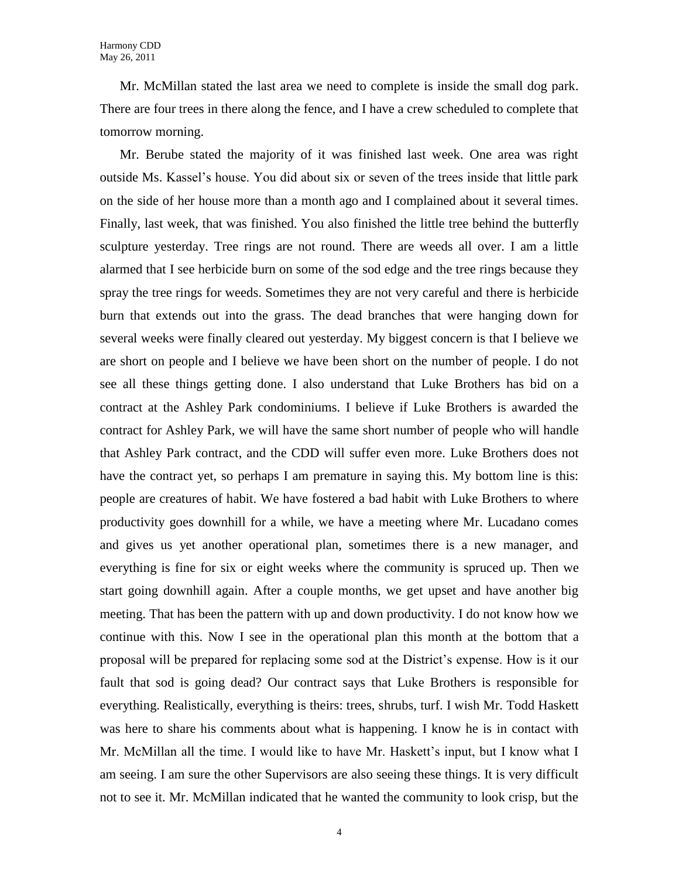Mr. McMillan stated the last area we need to complete is inside the small dog park. There are four trees in there along the fence, and I have a crew scheduled to complete that tomorrow morning.

Mr. Berube stated the majority of it was finished last week. One area was right outside Ms. Kassel's house. You did about six or seven of the trees inside that little park on the side of her house more than a month ago and I complained about it several times. Finally, last week, that was finished. You also finished the little tree behind the butterfly sculpture yesterday. Tree rings are not round. There are weeds all over. I am a little alarmed that I see herbicide burn on some of the sod edge and the tree rings because they spray the tree rings for weeds. Sometimes they are not very careful and there is herbicide burn that extends out into the grass. The dead branches that were hanging down for several weeks were finally cleared out yesterday. My biggest concern is that I believe we are short on people and I believe we have been short on the number of people. I do not see all these things getting done. I also understand that Luke Brothers has bid on a contract at the Ashley Park condominiums. I believe if Luke Brothers is awarded the contract for Ashley Park, we will have the same short number of people who will handle that Ashley Park contract, and the CDD will suffer even more. Luke Brothers does not have the contract yet, so perhaps I am premature in saying this. My bottom line is this: people are creatures of habit. We have fostered a bad habit with Luke Brothers to where productivity goes downhill for a while, we have a meeting where Mr. Lucadano comes and gives us yet another operational plan, sometimes there is a new manager, and everything is fine for six or eight weeks where the community is spruced up. Then we start going downhill again. After a couple months, we get upset and have another big meeting. That has been the pattern with up and down productivity. I do not know how we continue with this. Now I see in the operational plan this month at the bottom that a proposal will be prepared for replacing some sod at the District's expense. How is it our fault that sod is going dead? Our contract says that Luke Brothers is responsible for everything. Realistically, everything is theirs: trees, shrubs, turf. I wish Mr. Todd Haskett was here to share his comments about what is happening. I know he is in contact with Mr. McMillan all the time. I would like to have Mr. Haskett's input, but I know what I am seeing. I am sure the other Supervisors are also seeing these things. It is very difficult not to see it. Mr. McMillan indicated that he wanted the community to look crisp, but the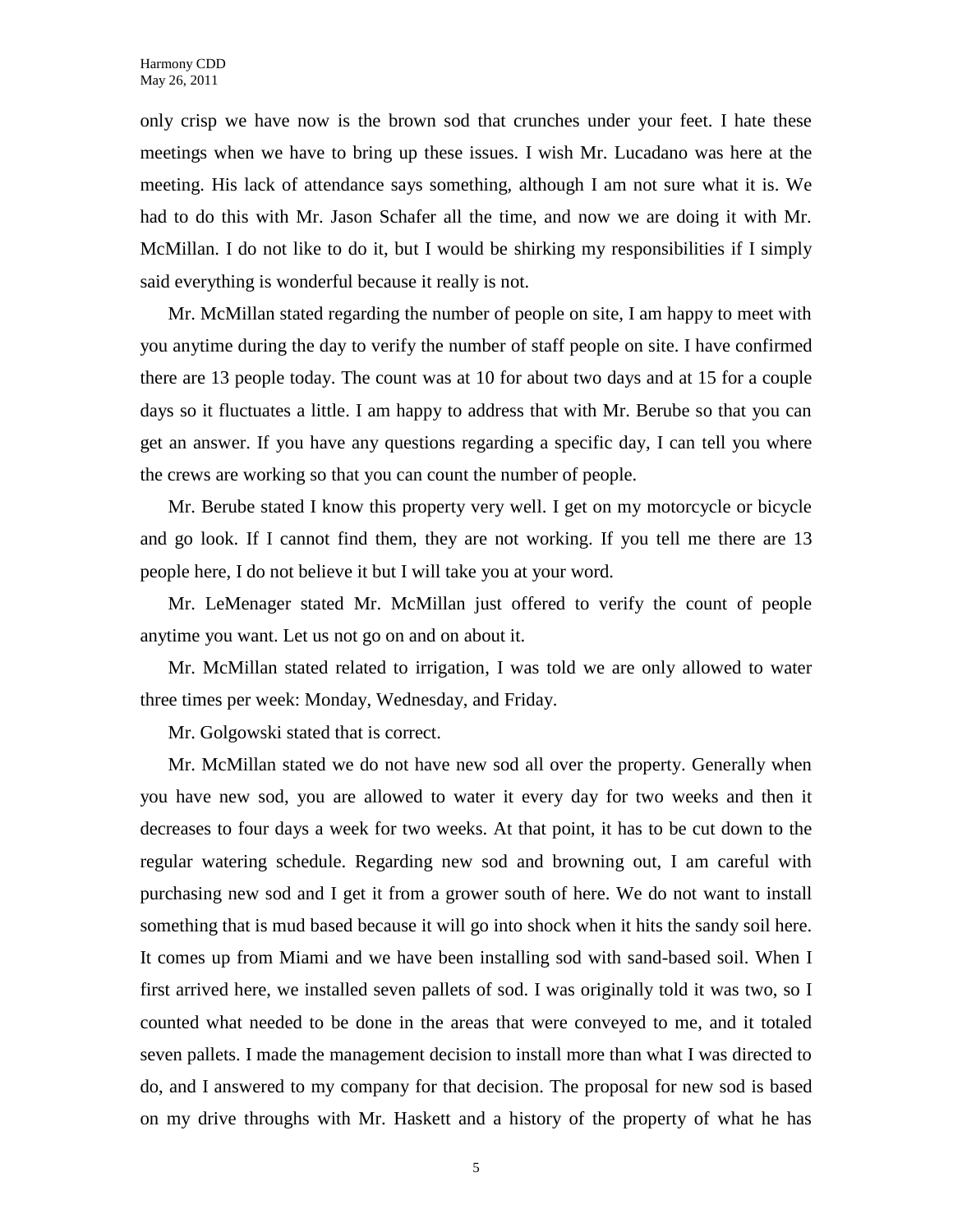only crisp we have now is the brown sod that crunches under your feet. I hate these meetings when we have to bring up these issues. I wish Mr. Lucadano was here at the meeting. His lack of attendance says something, although I am not sure what it is. We had to do this with Mr. Jason Schafer all the time, and now we are doing it with Mr. McMillan. I do not like to do it, but I would be shirking my responsibilities if I simply said everything is wonderful because it really is not.

Mr. McMillan stated regarding the number of people on site, I am happy to meet with you anytime during the day to verify the number of staff people on site. I have confirmed there are 13 people today. The count was at 10 for about two days and at 15 for a couple days so it fluctuates a little. I am happy to address that with Mr. Berube so that you can get an answer. If you have any questions regarding a specific day, I can tell you where the crews are working so that you can count the number of people.

Mr. Berube stated I know this property very well. I get on my motorcycle or bicycle and go look. If I cannot find them, they are not working. If you tell me there are 13 people here, I do not believe it but I will take you at your word.

Mr. LeMenager stated Mr. McMillan just offered to verify the count of people anytime you want. Let us not go on and on about it.

Mr. McMillan stated related to irrigation, I was told we are only allowed to water three times per week: Monday, Wednesday, and Friday.

Mr. Golgowski stated that is correct.

Mr. McMillan stated we do not have new sod all over the property. Generally when you have new sod, you are allowed to water it every day for two weeks and then it decreases to four days a week for two weeks. At that point, it has to be cut down to the regular watering schedule. Regarding new sod and browning out, I am careful with purchasing new sod and I get it from a grower south of here. We do not want to install something that is mud based because it will go into shock when it hits the sandy soil here. It comes up from Miami and we have been installing sod with sand-based soil. When I first arrived here, we installed seven pallets of sod. I was originally told it was two, so I counted what needed to be done in the areas that were conveyed to me, and it totaled seven pallets. I made the management decision to install more than what I was directed to do, and I answered to my company for that decision. The proposal for new sod is based on my drive throughs with Mr. Haskett and a history of the property of what he has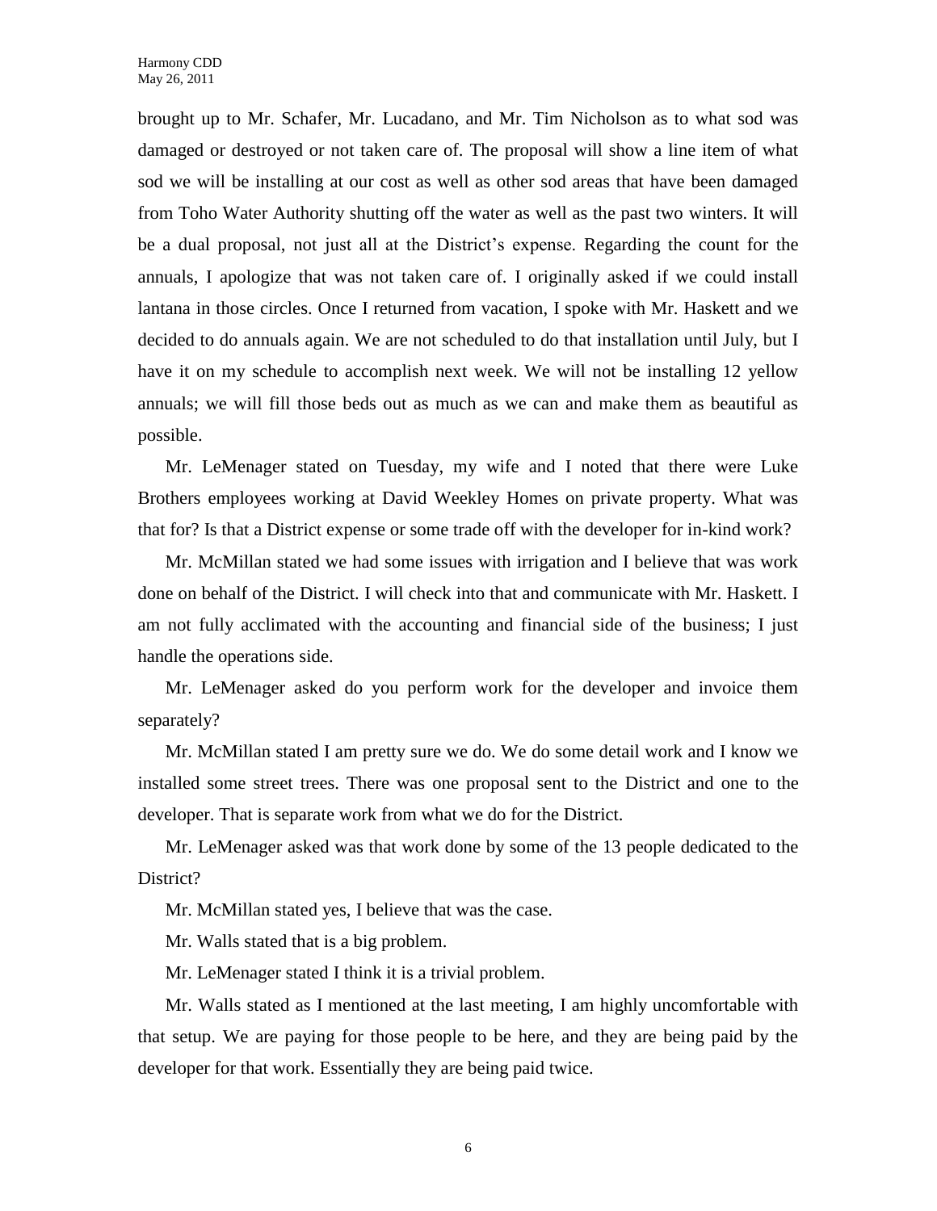brought up to Mr. Schafer, Mr. Lucadano, and Mr. Tim Nicholson as to what sod was damaged or destroyed or not taken care of. The proposal will show a line item of what sod we will be installing at our cost as well as other sod areas that have been damaged from Toho Water Authority shutting off the water as well as the past two winters. It will be a dual proposal, not just all at the District's expense. Regarding the count for the annuals, I apologize that was not taken care of. I originally asked if we could install lantana in those circles. Once I returned from vacation, I spoke with Mr. Haskett and we decided to do annuals again. We are not scheduled to do that installation until July, but I have it on my schedule to accomplish next week. We will not be installing 12 yellow annuals; we will fill those beds out as much as we can and make them as beautiful as possible.

Mr. LeMenager stated on Tuesday, my wife and I noted that there were Luke Brothers employees working at David Weekley Homes on private property. What was that for? Is that a District expense or some trade off with the developer for in-kind work?

Mr. McMillan stated we had some issues with irrigation and I believe that was work done on behalf of the District. I will check into that and communicate with Mr. Haskett. I am not fully acclimated with the accounting and financial side of the business; I just handle the operations side.

Mr. LeMenager asked do you perform work for the developer and invoice them separately?

Mr. McMillan stated I am pretty sure we do. We do some detail work and I know we installed some street trees. There was one proposal sent to the District and one to the developer. That is separate work from what we do for the District.

Mr. LeMenager asked was that work done by some of the 13 people dedicated to the District?

Mr. McMillan stated yes, I believe that was the case.

Mr. Walls stated that is a big problem.

Mr. LeMenager stated I think it is a trivial problem.

Mr. Walls stated as I mentioned at the last meeting, I am highly uncomfortable with that setup. We are paying for those people to be here, and they are being paid by the developer for that work. Essentially they are being paid twice.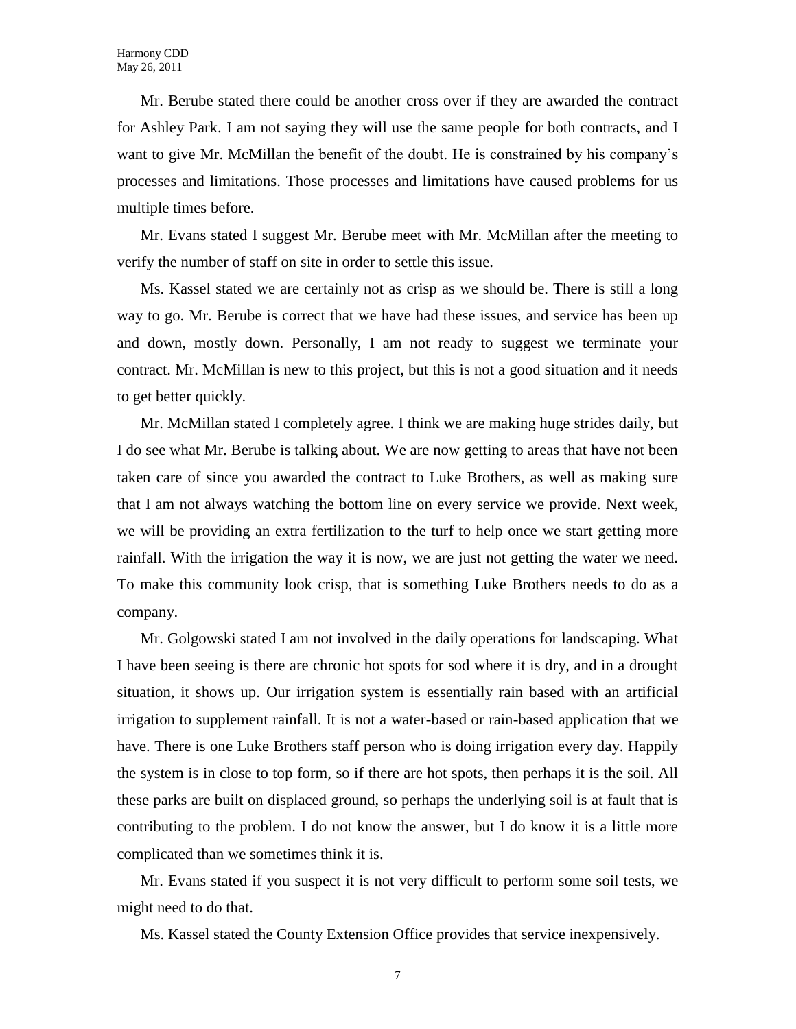Mr. Berube stated there could be another cross over if they are awarded the contract for Ashley Park. I am not saying they will use the same people for both contracts, and I want to give Mr. McMillan the benefit of the doubt. He is constrained by his company's processes and limitations. Those processes and limitations have caused problems for us multiple times before.

Mr. Evans stated I suggest Mr. Berube meet with Mr. McMillan after the meeting to verify the number of staff on site in order to settle this issue.

Ms. Kassel stated we are certainly not as crisp as we should be. There is still a long way to go. Mr. Berube is correct that we have had these issues, and service has been up and down, mostly down. Personally, I am not ready to suggest we terminate your contract. Mr. McMillan is new to this project, but this is not a good situation and it needs to get better quickly.

Mr. McMillan stated I completely agree. I think we are making huge strides daily, but I do see what Mr. Berube is talking about. We are now getting to areas that have not been taken care of since you awarded the contract to Luke Brothers, as well as making sure that I am not always watching the bottom line on every service we provide. Next week, we will be providing an extra fertilization to the turf to help once we start getting more rainfall. With the irrigation the way it is now, we are just not getting the water we need. To make this community look crisp, that is something Luke Brothers needs to do as a company.

Mr. Golgowski stated I am not involved in the daily operations for landscaping. What I have been seeing is there are chronic hot spots for sod where it is dry, and in a drought situation, it shows up. Our irrigation system is essentially rain based with an artificial irrigation to supplement rainfall. It is not a water-based or rain-based application that we have. There is one Luke Brothers staff person who is doing irrigation every day. Happily the system is in close to top form, so if there are hot spots, then perhaps it is the soil. All these parks are built on displaced ground, so perhaps the underlying soil is at fault that is contributing to the problem. I do not know the answer, but I do know it is a little more complicated than we sometimes think it is.

Mr. Evans stated if you suspect it is not very difficult to perform some soil tests, we might need to do that.

Ms. Kassel stated the County Extension Office provides that service inexpensively.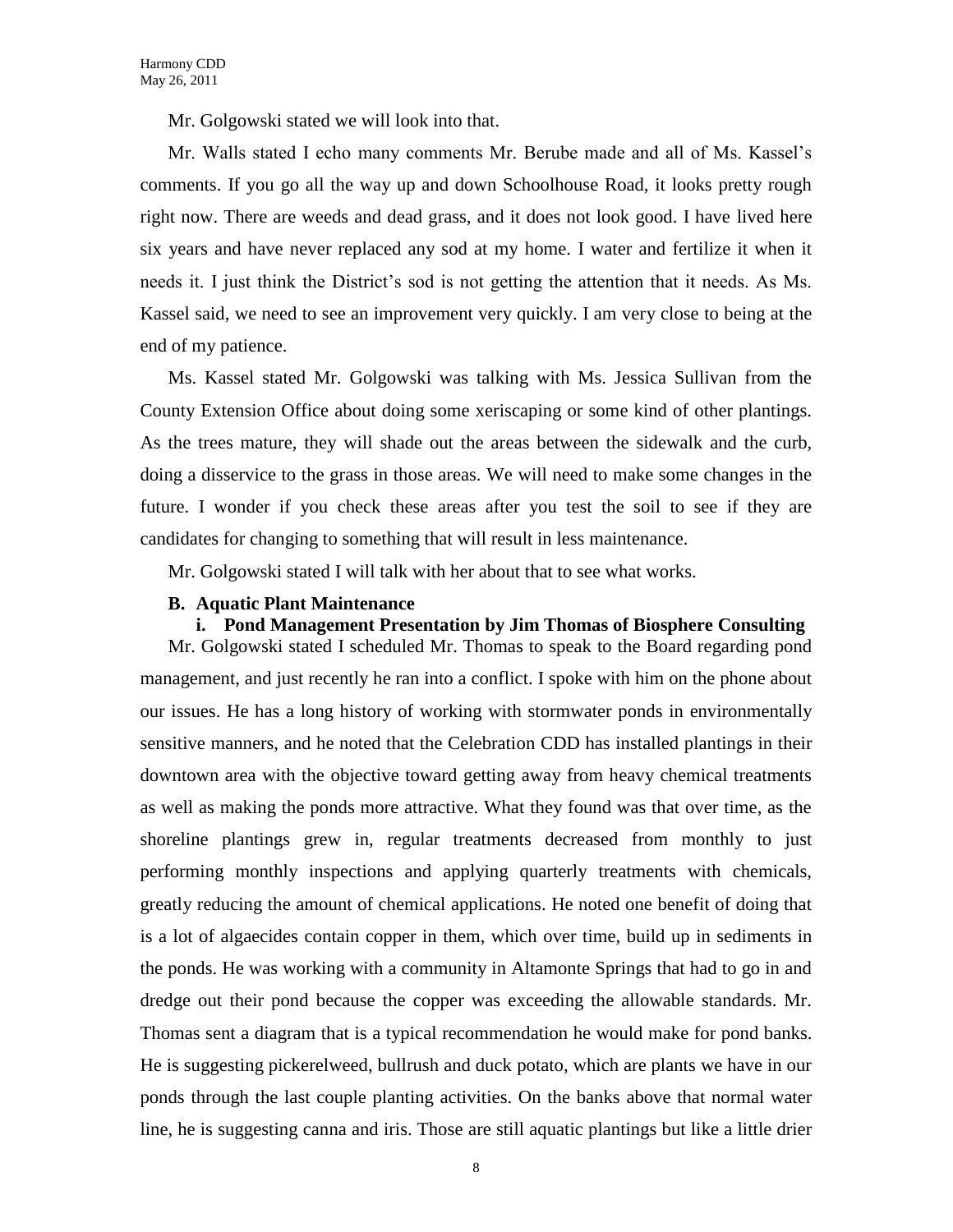Mr. Golgowski stated we will look into that.

Mr. Walls stated I echo many comments Mr. Berube made and all of Ms. Kassel's comments. If you go all the way up and down Schoolhouse Road, it looks pretty rough right now. There are weeds and dead grass, and it does not look good. I have lived here six years and have never replaced any sod at my home. I water and fertilize it when it needs it. I just think the District's sod is not getting the attention that it needs. As Ms. Kassel said, we need to see an improvement very quickly. I am very close to being at the end of my patience.

Ms. Kassel stated Mr. Golgowski was talking with Ms. Jessica Sullivan from the County Extension Office about doing some xeriscaping or some kind of other plantings. As the trees mature, they will shade out the areas between the sidewalk and the curb, doing a disservice to the grass in those areas. We will need to make some changes in the future. I wonder if you check these areas after you test the soil to see if they are candidates for changing to something that will result in less maintenance.

Mr. Golgowski stated I will talk with her about that to see what works.

**B. Aquatic Plant Maintenance**

**i. Pond Management Presentation by Jim Thomas of Biosphere Consulting**

Mr. Golgowski stated I scheduled Mr. Thomas to speak to the Board regarding pond management, and just recently he ran into a conflict. I spoke with him on the phone about our issues. He has a long history of working with stormwater ponds in environmentally sensitive manners, and he noted that the Celebration CDD has installed plantings in their downtown area with the objective toward getting away from heavy chemical treatments as well as making the ponds more attractive. What they found was that over time, as the shoreline plantings grew in, regular treatments decreased from monthly to just performing monthly inspections and applying quarterly treatments with chemicals, greatly reducing the amount of chemical applications. He noted one benefit of doing that is a lot of algaecides contain copper in them, which over time, build up in sediments in the ponds. He was working with a community in Altamonte Springs that had to go in and dredge out their pond because the copper was exceeding the allowable standards. Mr. Thomas sent a diagram that is a typical recommendation he would make for pond banks. He is suggesting pickerelweed, bullrush and duck potato, which are plants we have in our ponds through the last couple planting activities. On the banks above that normal water line, he is suggesting canna and iris. Those are still aquatic plantings but like a little drier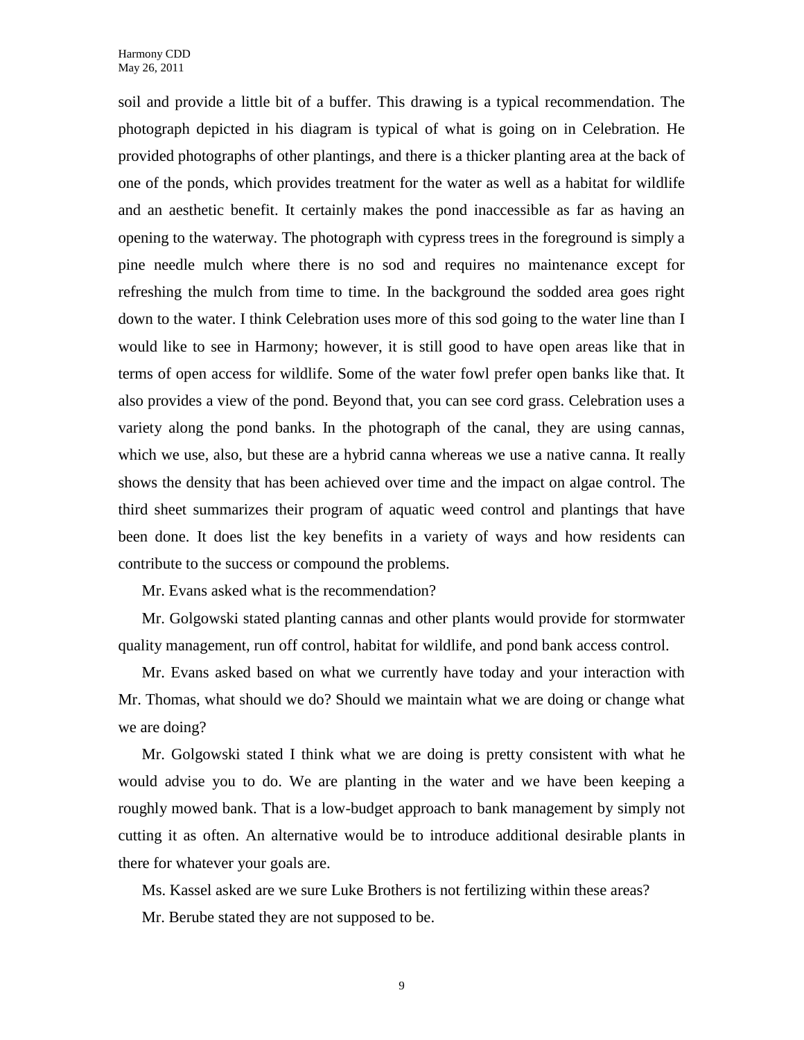soil and provide a little bit of a buffer. This drawing is a typical recommendation. The photograph depicted in his diagram is typical of what is going on in Celebration. He provided photographs of other plantings, and there is a thicker planting area at the back of one of the ponds, which provides treatment for the water as well as a habitat for wildlife and an aesthetic benefit. It certainly makes the pond inaccessible as far as having an opening to the waterway. The photograph with cypress trees in the foreground is simply a pine needle mulch where there is no sod and requires no maintenance except for refreshing the mulch from time to time. In the background the sodded area goes right down to the water. I think Celebration uses more of this sod going to the water line than I would like to see in Harmony; however, it is still good to have open areas like that in terms of open access for wildlife. Some of the water fowl prefer open banks like that. It also provides a view of the pond. Beyond that, you can see cord grass. Celebration uses a variety along the pond banks. In the photograph of the canal, they are using cannas, which we use, also, but these are a hybrid canna whereas we use a native canna. It really shows the density that has been achieved over time and the impact on algae control. The third sheet summarizes their program of aquatic weed control and plantings that have been done. It does list the key benefits in a variety of ways and how residents can contribute to the success or compound the problems.

Mr. Evans asked what is the recommendation?

Mr. Golgowski stated planting cannas and other plants would provide for stormwater quality management, run off control, habitat for wildlife, and pond bank access control.

Mr. Evans asked based on what we currently have today and your interaction with Mr. Thomas, what should we do? Should we maintain what we are doing or change what we are doing?

Mr. Golgowski stated I think what we are doing is pretty consistent with what he would advise you to do. We are planting in the water and we have been keeping a roughly mowed bank. That is a low-budget approach to bank management by simply not cutting it as often. An alternative would be to introduce additional desirable plants in there for whatever your goals are.

Ms. Kassel asked are we sure Luke Brothers is not fertilizing within these areas?

Mr. Berube stated they are not supposed to be.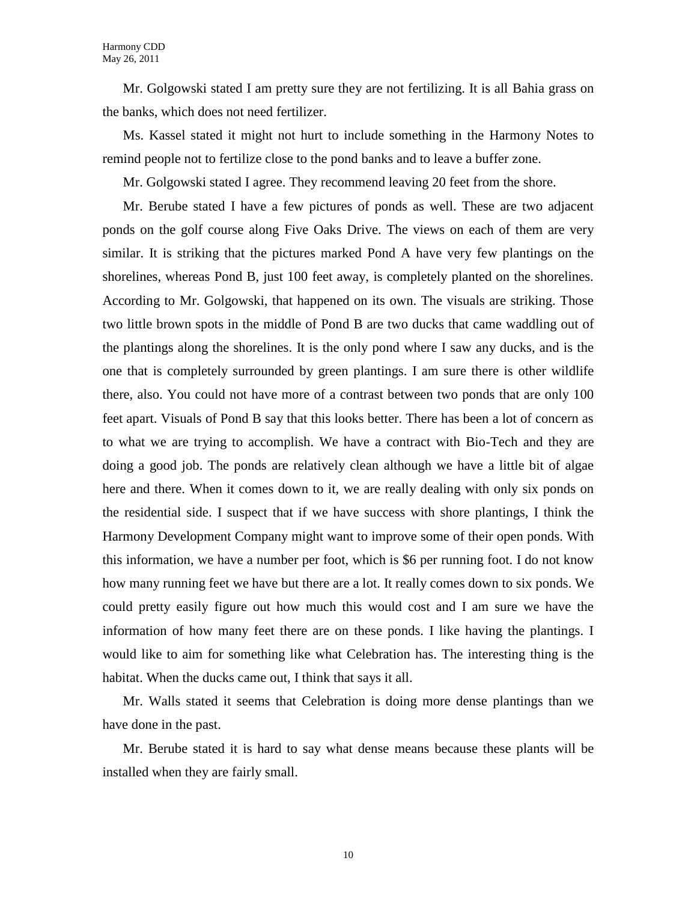Mr. Golgowski stated I am pretty sure they are not fertilizing. It is all Bahia grass on the banks, which does not need fertilizer.

Ms. Kassel stated it might not hurt to include something in the Harmony Notes to remind people not to fertilize close to the pond banks and to leave a buffer zone.

Mr. Golgowski stated I agree. They recommend leaving 20 feet from the shore.

Mr. Berube stated I have a few pictures of ponds as well. These are two adjacent ponds on the golf course along Five Oaks Drive. The views on each of them are very similar. It is striking that the pictures marked Pond A have very few plantings on the shorelines, whereas Pond B, just 100 feet away, is completely planted on the shorelines. According to Mr. Golgowski, that happened on its own. The visuals are striking. Those two little brown spots in the middle of Pond B are two ducks that came waddling out of the plantings along the shorelines. It is the only pond where I saw any ducks, and is the one that is completely surrounded by green plantings. I am sure there is other wildlife there, also. You could not have more of a contrast between two ponds that are only 100 feet apart. Visuals of Pond B say that this looks better. There has been a lot of concern as to what we are trying to accomplish. We have a contract with Bio-Tech and they are doing a good job. The ponds are relatively clean although we have a little bit of algae here and there. When it comes down to it, we are really dealing with only six ponds on the residential side. I suspect that if we have success with shore plantings, I think the Harmony Development Company might want to improve some of their open ponds. With this information, we have a number per foot, which is $6 per running foot. I do not know how many running feet we have but there are a lot. It really comes down to six ponds. We could pretty easily figure out how much this would cost and I am sure we have the information of how many feet there are on these ponds. I like having the plantings. I would like to aim for something like what Celebration has. The interesting thing is the habitat. When the ducks came out, I think that says it all.

Mr. Walls stated it seems that Celebration is doing more dense plantings than we have done in the past.

Mr. Berube stated it is hard to say what dense means because these plants will be installed when they are fairly small.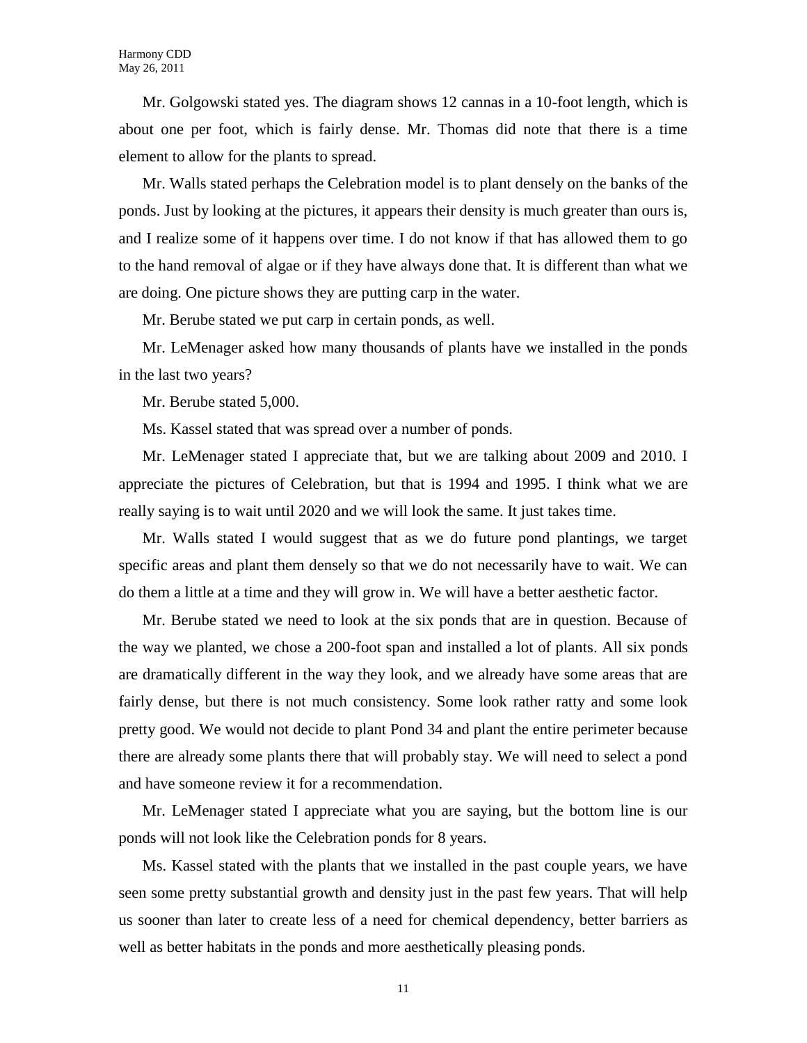Mr. Golgowski stated yes. The diagram shows 12 cannas in a 10-foot length, which is about one per foot, which is fairly dense. Mr. Thomas did note that there is a time element to allow for the plants to spread.

Mr. Walls stated perhaps the Celebration model is to plant densely on the banks of the ponds. Just by looking at the pictures, it appears their density is much greater than ours is, and I realize some of it happens over time. I do not know if that has allowed them to go to the hand removal of algae or if they have always done that. It is different than what we are doing. One picture shows they are putting carp in the water.

Mr. Berube stated we put carp in certain ponds, as well.

Mr. LeMenager asked how many thousands of plants have we installed in the ponds in the last two years?

Mr. Berube stated 5,000.

Ms. Kassel stated that was spread over a number of ponds.

Mr. LeMenager stated I appreciate that, but we are talking about 2009 and 2010. I appreciate the pictures of Celebration, but that is 1994 and 1995. I think what we are really saying is to wait until 2020 and we will look the same. It just takes time.

Mr. Walls stated I would suggest that as we do future pond plantings, we target specific areas and plant them densely so that we do not necessarily have to wait. We can do them a little at a time and they will grow in. We will have a better aesthetic factor.

Mr. Berube stated we need to look at the six ponds that are in question. Because of the way we planted, we chose a 200-foot span and installed a lot of plants. All six ponds are dramatically different in the way they look, and we already have some areas that are fairly dense, but there is not much consistency. Some look rather ratty and some look pretty good. We would not decide to plant Pond 34 and plant the entire perimeter because there are already some plants there that will probably stay. We will need to select a pond and have someone review it for a recommendation.

Mr. LeMenager stated I appreciate what you are saying, but the bottom line is our ponds will not look like the Celebration ponds for 8 years.

Ms. Kassel stated with the plants that we installed in the past couple years, we have seen some pretty substantial growth and density just in the past few years. That will help us sooner than later to create less of a need for chemical dependency, better barriers as well as better habitats in the ponds and more aesthetically pleasing ponds.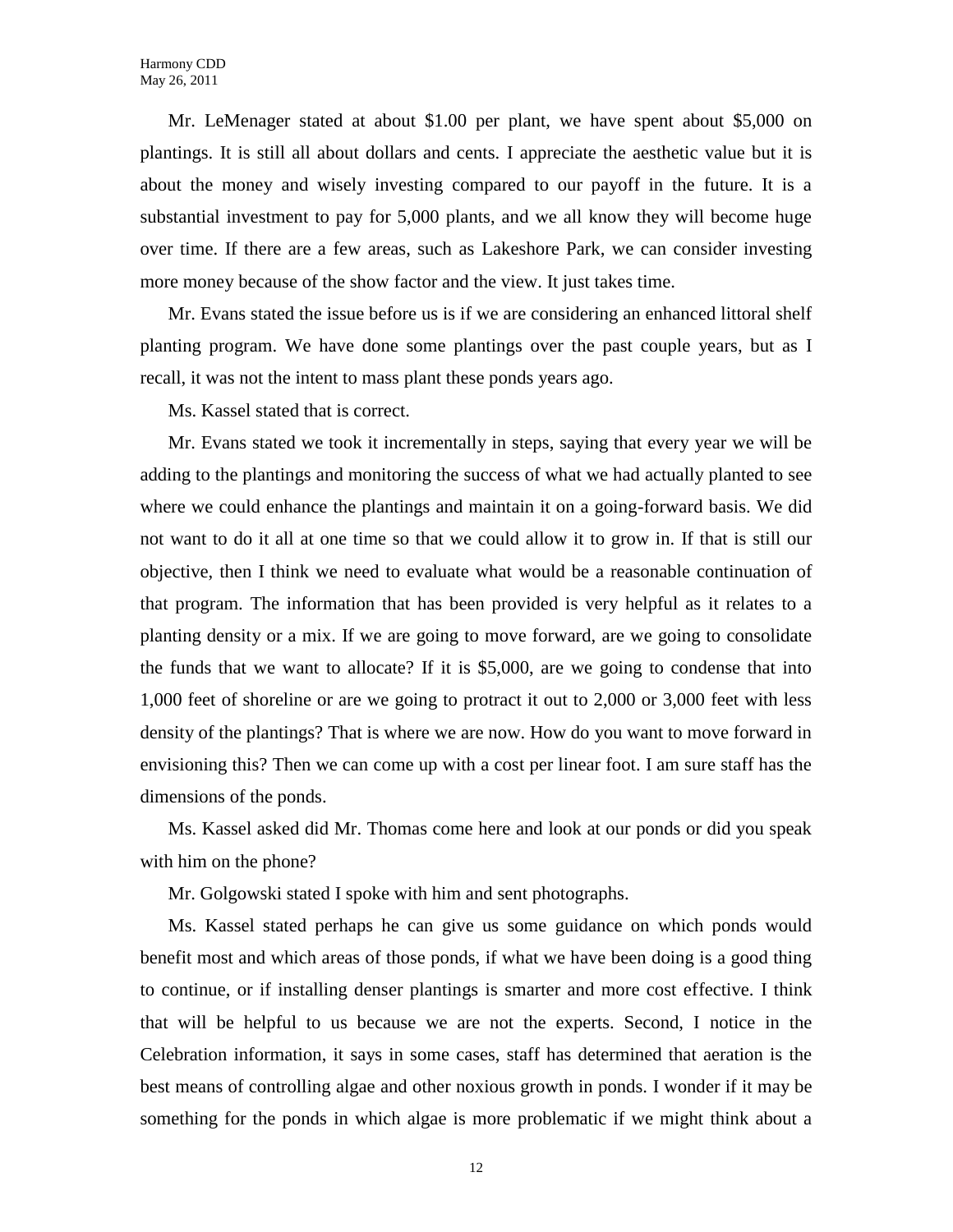Mr. LeMenager stated at about $1.00 per plant, we have spent about $5,000 on plantings. It is still all about dollars and cents. I appreciate the aesthetic value but it is about the money and wisely investing compared to our payoff in the future. It is a substantial investment to pay for 5,000 plants, and we all know they will become huge over time. If there are a few areas, such as Lakeshore Park, we can consider investing more money because of the show factor and the view. It just takes time.

Mr. Evans stated the issue before us is if we are considering an enhanced littoral shelf planting program. We have done some plantings over the past couple years, but as I recall, it was not the intent to mass plant these ponds years ago.

Ms. Kassel stated that is correct.

Mr. Evans stated we took it incrementally in steps, saying that every year we will be adding to the plantings and monitoring the success of what we had actually planted to see where we could enhance the plantings and maintain it on a going-forward basis. We did not want to do it all at one time so that we could allow it to grow in. If that is still our objective, then I think we need to evaluate what would be a reasonable continuation of that program. The information that has been provided is very helpful as it relates to a planting density or a mix. If we are going to move forward, are we going to consolidate the funds that we want to allocate? If it is $5,000, are we going to condense that into 1,000 feet of shoreline or are we going to protract it out to 2,000 or 3,000 feet with less density of the plantings? That is where we are now. How do you want to move forward in envisioning this? Then we can come up with a cost per linear foot. I am sure staff has the dimensions of the ponds.

Ms. Kassel asked did Mr. Thomas come here and look at our ponds or did you speak with him on the phone?

Mr. Golgowski stated I spoke with him and sent photographs.

Ms. Kassel stated perhaps he can give us some guidance on which ponds would benefit most and which areas of those ponds, if what we have been doing is a good thing to continue, or if installing denser plantings is smarter and more cost effective. I think that will be helpful to us because we are not the experts. Second, I notice in the Celebration information, it says in some cases, staff has determined that aeration is the best means of controlling algae and other noxious growth in ponds. I wonder if it may be something for the ponds in which algae is more problematic if we might think about a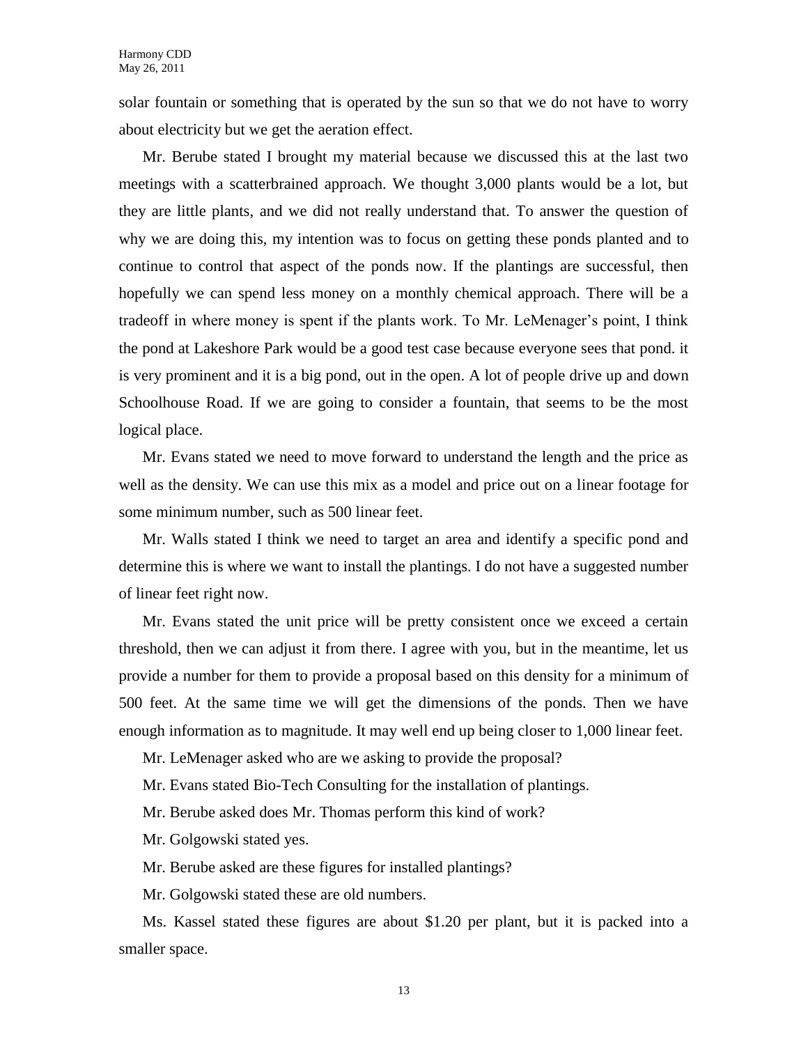solar fountain or something that is operated by the sun so that we do not have to worry about electricity but we get the aeration effect.

Mr. Berube stated I brought my material because we discussed this at the last two meetings with a scatterbrained approach. We thought 3,000 plants would be a lot, but they are little plants, and we did not really understand that. To answer the question of why we are doing this, my intention was to focus on getting these ponds planted and to continue to control that aspect of the ponds now. If the plantings are successful, then hopefully we can spend less money on a monthly chemical approach. There will be a tradeoff in where money is spent if the plants work. To Mr. LeMenager's point, I think the pond at Lakeshore Park would be a good test case because everyone sees that pond. it is very prominent and it is a big pond, out in the open. A lot of people drive up and down Schoolhouse Road. If we are going to consider a fountain, that seems to be the most logical place.

Mr. Evans stated we need to move forward to understand the length and the price as well as the density. We can use this mix as a model and price out on a linear footage for some minimum number, such as 500 linear feet.

Mr. Walls stated I think we need to target an area and identify a specific pond and determine this is where we want to install the plantings. I do not have a suggested number of linear feet right now.

Mr. Evans stated the unit price will be pretty consistent once we exceed a certain threshold, then we can adjust it from there. I agree with you, but in the meantime, let us provide a number for them to provide a proposal based on this density for a minimum of 500 feet. At the same time we will get the dimensions of the ponds. Then we have enough information as to magnitude. It may well end up being closer to 1,000 linear feet.

Mr. LeMenager asked who are we asking to provide the proposal?

Mr. Evans stated Bio-Tech Consulting for the installation of plantings.

Mr. Berube asked does Mr. Thomas perform this kind of work?

Mr. Golgowski stated yes.

Mr. Berube asked are these figures for installed plantings?

Mr. Golgowski stated these are old numbers.

Ms. Kassel stated these figures are about $1.20 per plant, but it is packed into a smaller space.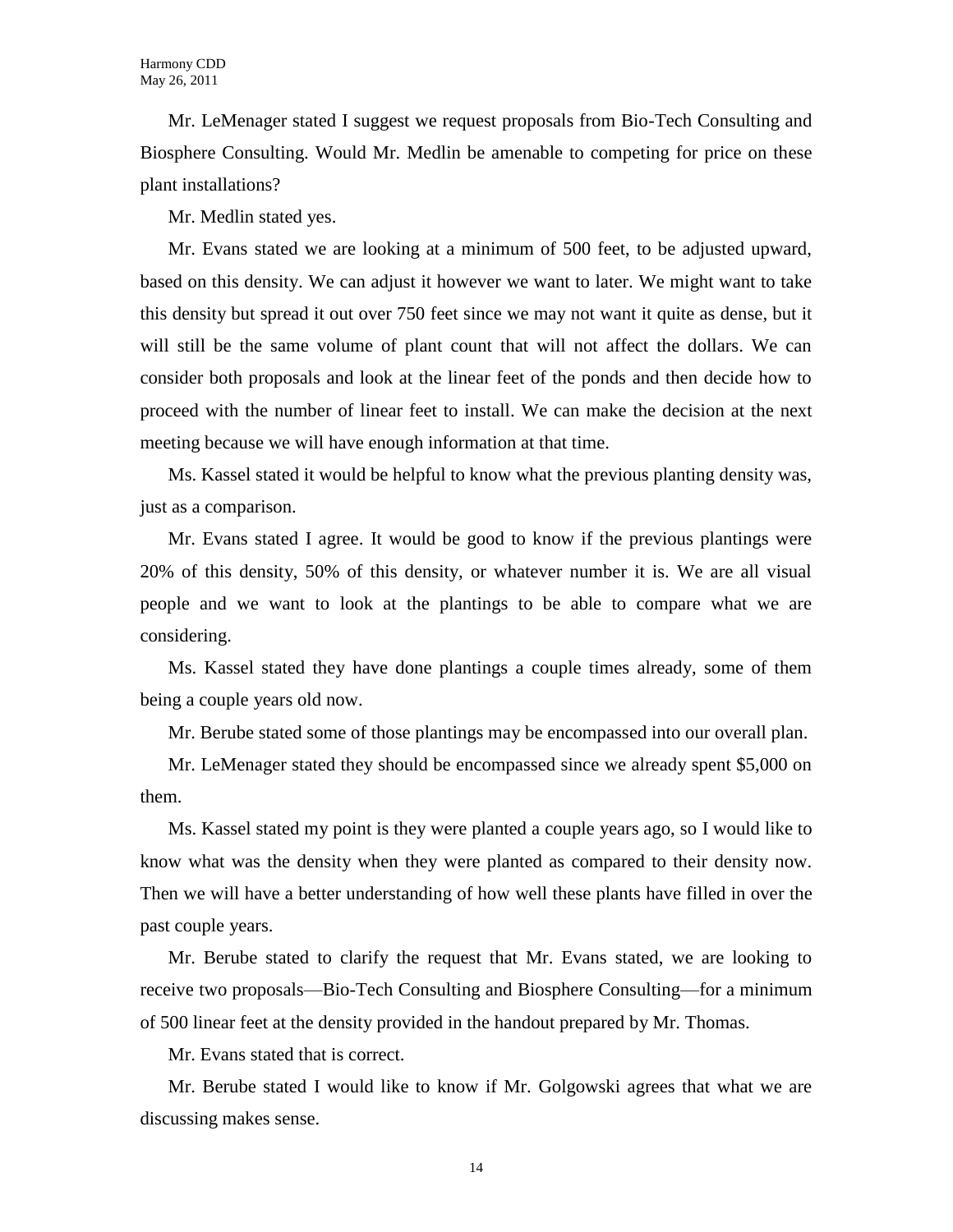Mr. LeMenager stated I suggest we request proposals from Bio-Tech Consulting and Biosphere Consulting. Would Mr. Medlin be amenable to competing for price on these plant installations?

Mr. Medlin stated yes.

Mr. Evans stated we are looking at a minimum of 500 feet, to be adjusted upward, based on this density. We can adjust it however we want to later. We might want to take this density but spread it out over 750 feet since we may not want it quite as dense, but it will still be the same volume of plant count that will not affect the dollars. We can consider both proposals and look at the linear feet of the ponds and then decide how to proceed with the number of linear feet to install. We can make the decision at the next meeting because we will have enough information at that time.

Ms. Kassel stated it would be helpful to know what the previous planting density was, just as a comparison.

Mr. Evans stated I agree. It would be good to know if the previous plantings were 20% of this density, 50% of this density, or whatever number it is. We are all visual people and we want to look at the plantings to be able to compare what we are considering.

Ms. Kassel stated they have done plantings a couple times already, some of them being a couple years old now.

Mr. Berube stated some of those plantings may be encompassed into our overall plan.

Mr. LeMenager stated they should be encompassed since we already spent $5,000 on them.

Ms. Kassel stated my point is they were planted a couple years ago, so I would like to know what was the density when they were planted as compared to their density now. Then we will have a better understanding of how well these plants have filled in over the past couple years.

Mr. Berube stated to clarify the request that Mr. Evans stated, we are looking to receive two proposals—Bio-Tech Consulting and Biosphere Consulting—for a minimum of 500 linear feet at the density provided in the handout prepared by Mr. Thomas.

Mr. Evans stated that is correct.

Mr. Berube stated I would like to know if Mr. Golgowski agrees that what we are discussing makes sense.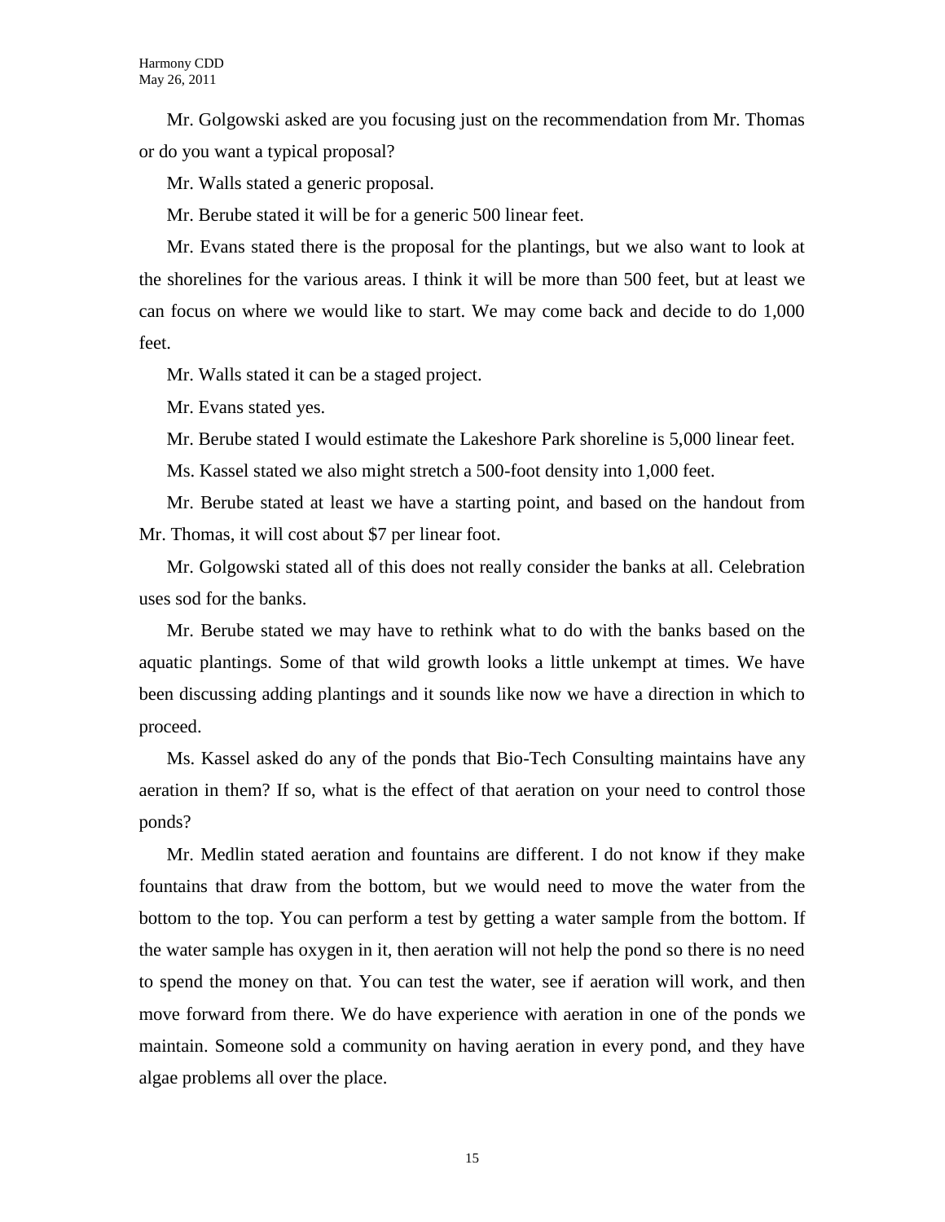Mr. Golgowski asked are you focusing just on the recommendation from Mr. Thomas or do you want a typical proposal?

Mr. Walls stated a generic proposal.

Mr. Berube stated it will be for a generic 500 linear feet.

Mr. Evans stated there is the proposal for the plantings, but we also want to look at the shorelines for the various areas. I think it will be more than 500 feet, but at least we can focus on where we would like to start. We may come back and decide to do 1,000 feet.

Mr. Walls stated it can be a staged project.

Mr. Evans stated yes.

Mr. Berube stated I would estimate the Lakeshore Park shoreline is 5,000 linear feet.

Ms. Kassel stated we also might stretch a 500-foot density into 1,000 feet.

Mr. Berube stated at least we have a starting point, and based on the handout from Mr. Thomas, it will cost about $7 per linear foot.

Mr. Golgowski stated all of this does not really consider the banks at all. Celebration uses sod for the banks.

Mr. Berube stated we may have to rethink what to do with the banks based on the aquatic plantings. Some of that wild growth looks a little unkempt at times. We have been discussing adding plantings and it sounds like now we have a direction in which to proceed.

Ms. Kassel asked do any of the ponds that Bio-Tech Consulting maintains have any aeration in them? If so, what is the effect of that aeration on your need to control those ponds?

Mr. Medlin stated aeration and fountains are different. I do not know if they make fountains that draw from the bottom, but we would need to move the water from the bottom to the top. You can perform a test by getting a water sample from the bottom. If the water sample has oxygen in it, then aeration will not help the pond so there is no need to spend the money on that. You can test the water, see if aeration will work, and then move forward from there. We do have experience with aeration in one of the ponds we maintain. Someone sold a community on having aeration in every pond, and they have algae problems all over the place.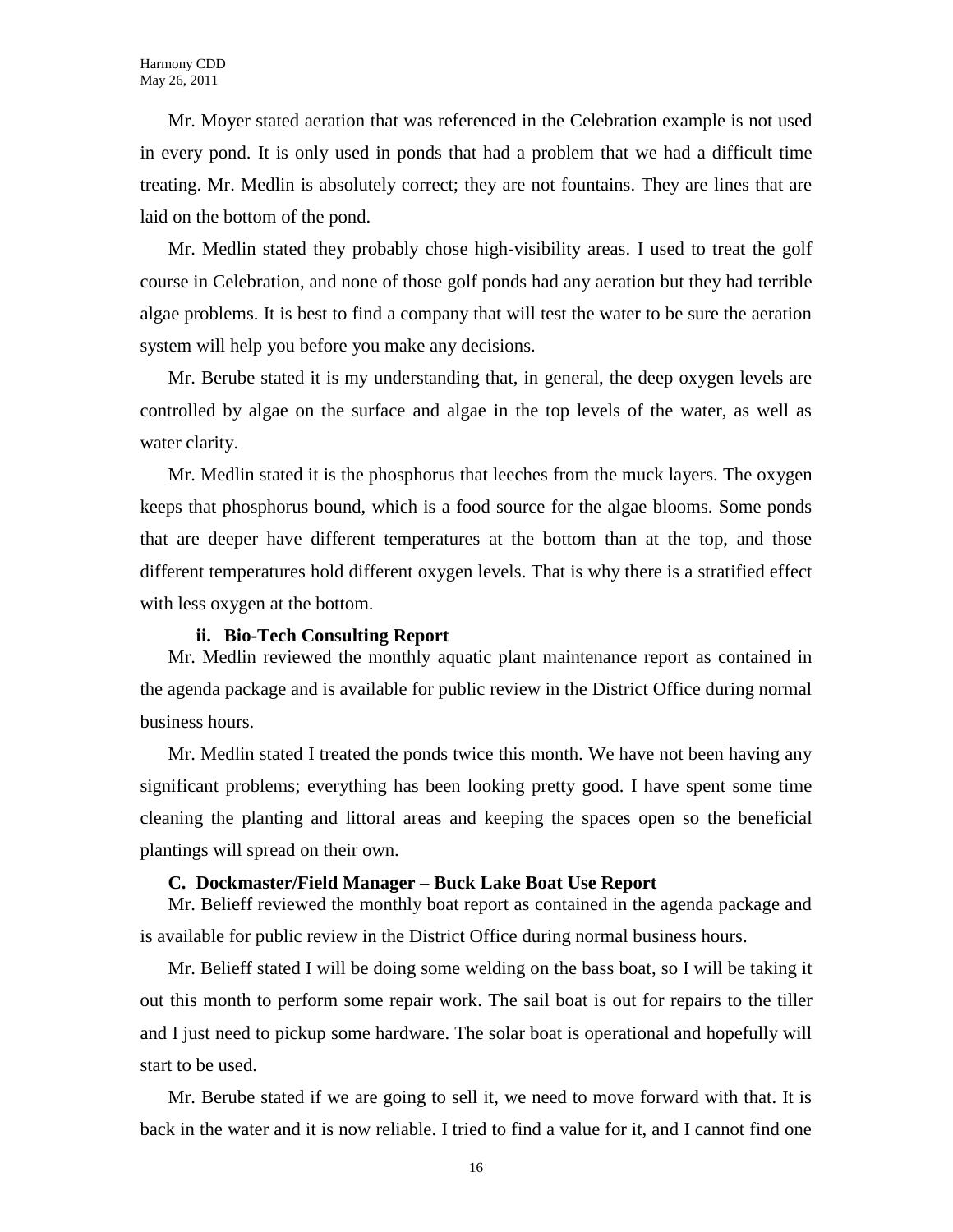Mr. Moyer stated aeration that was referenced in the Celebration example is not used in every pond. It is only used in ponds that had a problem that we had a difficult time treating. Mr. Medlin is absolutely correct; they are not fountains. They are lines that are laid on the bottom of the pond.

Mr. Medlin stated they probably chose high-visibility areas. I used to treat the golf course in Celebration, and none of those golf ponds had any aeration but they had terrible algae problems. It is best to find a company that will test the water to be sure the aeration system will help you before you make any decisions.

Mr. Berube stated it is my understanding that, in general, the deep oxygen levels are controlled by algae on the surface and algae in the top levels of the water, as well as water clarity.

Mr. Medlin stated it is the phosphorus that leeches from the muck layers. The oxygen keeps that phosphorus bound, which is a food source for the algae blooms. Some ponds that are deeper have different temperatures at the bottom than at the top, and those different temperatures hold different oxygen levels. That is why there is a stratified effect with less oxygen at the bottom.

**ii. Bio-Tech Consulting Report**

Mr. Medlin reviewed the monthly aquatic plant maintenance report as contained in the agenda package and is available for public review in the District Office during normal business hours.

Mr. Medlin stated I treated the ponds twice this month. We have not been having any significant problems; everything has been looking pretty good. I have spent some time cleaning the planting and littoral areas and keeping the spaces open so the beneficial plantings will spread on their own.

**C. Dockmaster/Field Manager – Buck Lake Boat Use Report**

Mr. Belieff reviewed the monthly boat report as contained in the agenda package and is available for public review in the District Office during normal business hours.

Mr. Belieff stated I will be doing some welding on the bass boat, so I will be taking it out this month to perform some repair work. The sail boat is out for repairs to the tiller and I just need to pickup some hardware. The solar boat is operational and hopefully will start to be used.

Mr. Berube stated if we are going to sell it, we need to move forward with that. It is back in the water and it is now reliable. I tried to find a value for it, and I cannot find one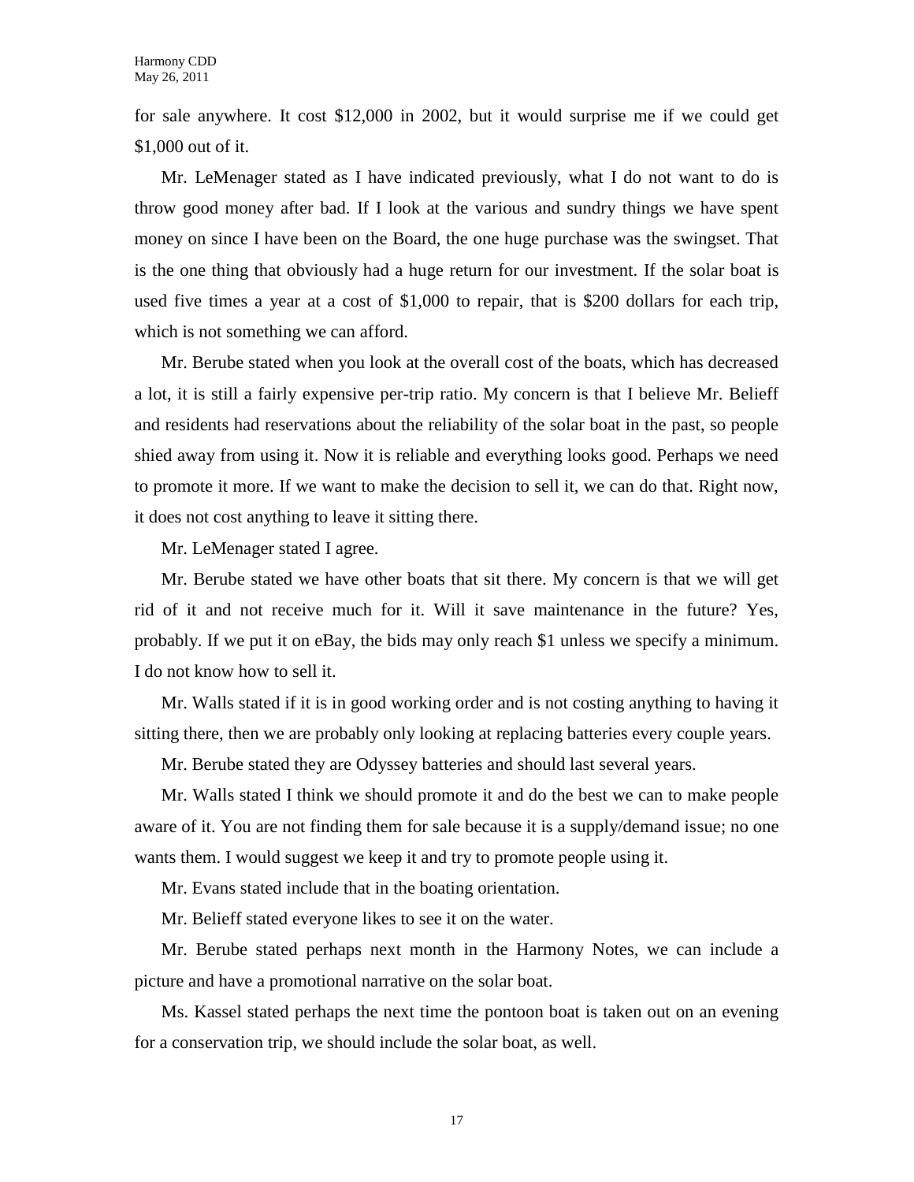for sale anywhere. It cost $12,000 in 2002, but it would surprise me if we could get $1,000 out of it.

Mr. LeMenager stated as I have indicated previously, what I do not want to do is throw good money after bad. If I look at the various and sundry things we have spent money on since I have been on the Board, the one huge purchase was the swingset. That is the one thing that obviously had a huge return for our investment. If the solar boat is used five times a year at a cost of $1,000 to repair, that is $200 dollars for each trip, which is not something we can afford.

Mr. Berube stated when you look at the overall cost of the boats, which has decreased a lot, it is still a fairly expensive per-trip ratio. My concern is that I believe Mr. Belieff and residents had reservations about the reliability of the solar boat in the past, so people shied away from using it. Now it is reliable and everything looks good. Perhaps we need to promote it more. If we want to make the decision to sell it, we can do that. Right now, it does not cost anything to leave it sitting there.

Mr. LeMenager stated I agree.

Mr. Berube stated we have other boats that sit there. My concern is that we will get rid of it and not receive much for it. Will it save maintenance in the future? Yes, probably. If we put it on eBay, the bids may only reach $1 unless we specify a minimum. I do not know how to sell it.

Mr. Walls stated if it is in good working order and is not costing anything to having it sitting there, then we are probably only looking at replacing batteries every couple years.

Mr. Berube stated they are Odyssey batteries and should last several years.

Mr. Walls stated I think we should promote it and do the best we can to make people aware of it. You are not finding them for sale because it is a supply/demand issue; no one wants them. I would suggest we keep it and try to promote people using it.

Mr. Evans stated include that in the boating orientation.

Mr. Belieff stated everyone likes to see it on the water.

Mr. Berube stated perhaps next month in the Harmony Notes, we can include a picture and have a promotional narrative on the solar boat.

Ms. Kassel stated perhaps the next time the pontoon boat is taken out on an evening for a conservation trip, we should include the solar boat, as well.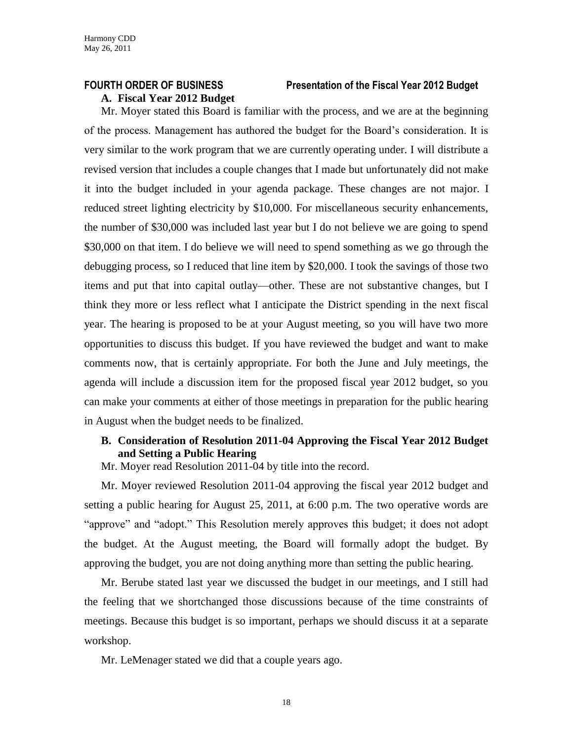**FOURTH ORDER OF BUSINESS Presentation of the Fiscal Year 2012 Budget**

**A. Fiscal Year 2012 Budget**

Mr. Moyer stated this Board is familiar with the process, and we are at the beginning of the process. Management has authored the budget for the Board's consideration. It is very similar to the work program that we are currently operating under. I will distribute a revised version that includes a couple changes that I made but unfortunately did not make it into the budget included in your agenda package. These changes are not major. I reduced street lighting electricity by $10,000. For miscellaneous security enhancements, the number of $30,000 was included last year but I do not believe we are going to spend $30,000 on that item. I do believe we will need to spend something as we go through the debugging process, so I reduced that line item by $20,000. I took the savings of those two items and put that into capital outlay—other. These are not substantive changes, but I think they more or less reflect what I anticipate the District spending in the next fiscal year. The hearing is proposed to be at your August meeting, so you will have two more opportunities to discuss this budget. If you have reviewed the budget and want to make comments now, that is certainly appropriate. For both the June and July meetings, the agenda will include a discussion item for the proposed fiscal year 2012 budget, so you can make your comments at either of those meetings in preparation for the public hearing in August when the budget needs to be finalized.

**B. Consideration of Resolution 2011-04 Approving the Fiscal Year 2012 Budget and Setting a Public Hearing**

Mr. Moyer read Resolution 2011-04 by title into the record.

Mr. Moyer reviewed Resolution 2011-04 approving the fiscal year 2012 budget and setting a public hearing for August 25, 2011, at 6:00 p.m. The two operative words are "approve" and "adopt." This Resolution merely approves this budget; it does not adopt the budget. At the August meeting, the Board will formally adopt the budget. By approving the budget, you are not doing anything more than setting the public hearing.

Mr. Berube stated last year we discussed the budget in our meetings, and I still had the feeling that we shortchanged those discussions because of the time constraints of meetings. Because this budget is so important, perhaps we should discuss it at a separate workshop.

Mr. LeMenager stated we did that a couple years ago.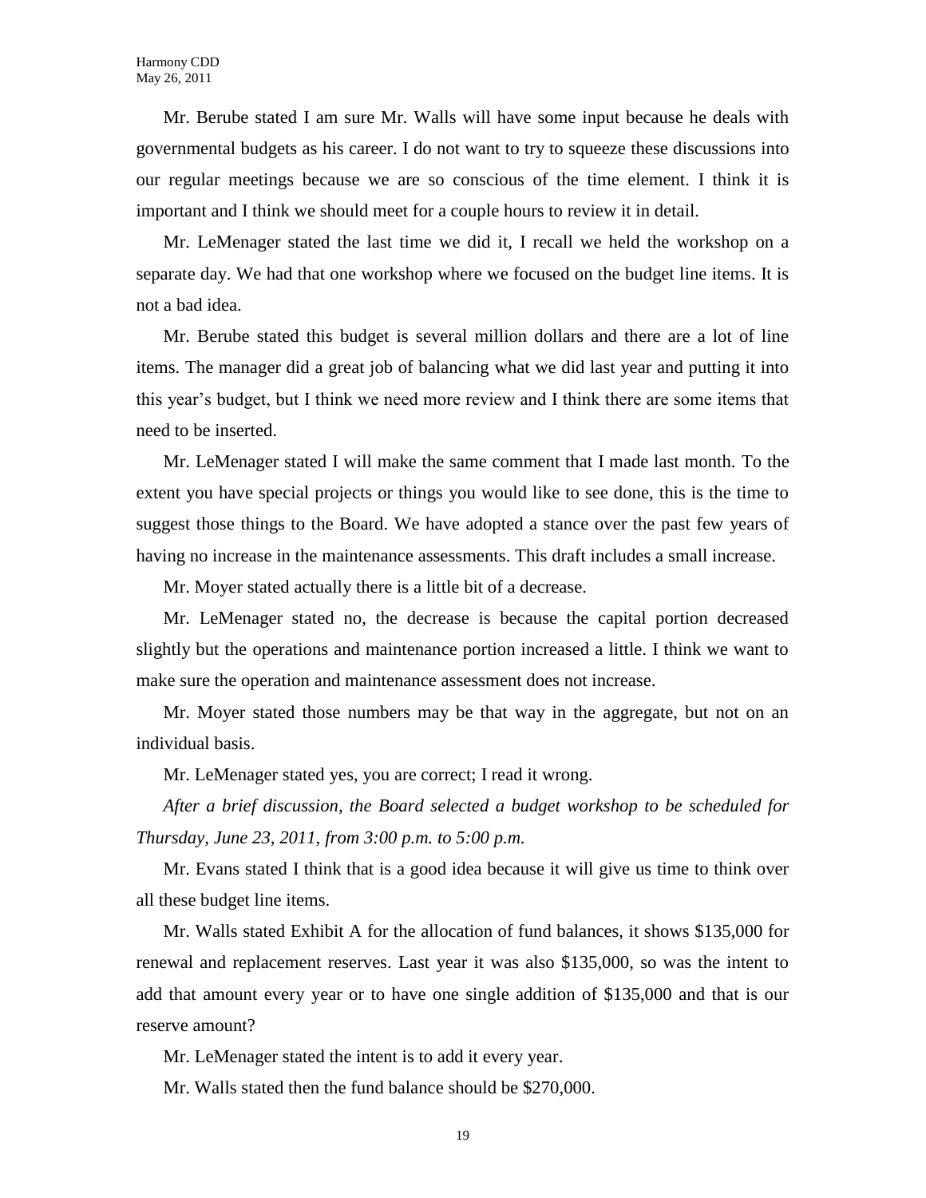Mr. Berube stated I am sure Mr. Walls will have some input because he deals with governmental budgets as his career. I do not want to try to squeeze these discussions into our regular meetings because we are so conscious of the time element. I think it is important and I think we should meet for a couple hours to review it in detail.

Mr. LeMenager stated the last time we did it, I recall we held the workshop on a separate day. We had that one workshop where we focused on the budget line items. It is not a bad idea.

Mr. Berube stated this budget is several million dollars and there are a lot of line items. The manager did a great job of balancing what we did last year and putting it into this year's budget, but I think we need more review and I think there are some items that need to be inserted.

Mr. LeMenager stated I will make the same comment that I made last month. To the extent you have special projects or things you would like to see done, this is the time to suggest those things to the Board. We have adopted a stance over the past few years of having no increase in the maintenance assessments. This draft includes a small increase.

Mr. Moyer stated actually there is a little bit of a decrease.

Mr. LeMenager stated no, the decrease is because the capital portion decreased slightly but the operations and maintenance portion increased a little. I think we want to make sure the operation and maintenance assessment does not increase.

Mr. Moyer stated those numbers may be that way in the aggregate, but not on an individual basis.

Mr. LeMenager stated yes, you are correct; I read it wrong.

*After a brief discussion, the Board selected a budget workshop to be scheduled for Thursday, June 23, 2011, from 3:00 p.m. to 5:00 p.m.*

Mr. Evans stated I think that is a good idea because it will give us time to think over all these budget line items.

Mr. Walls stated Exhibit A for the allocation of fund balances, it shows $135,000 for renewal and replacement reserves. Last year it was also $135,000, so was the intent to add that amount every year or to have one single addition of $135,000 and that is our reserve amount?

Mr. LeMenager stated the intent is to add it every year.

Mr. Walls stated then the fund balance should be $270,000.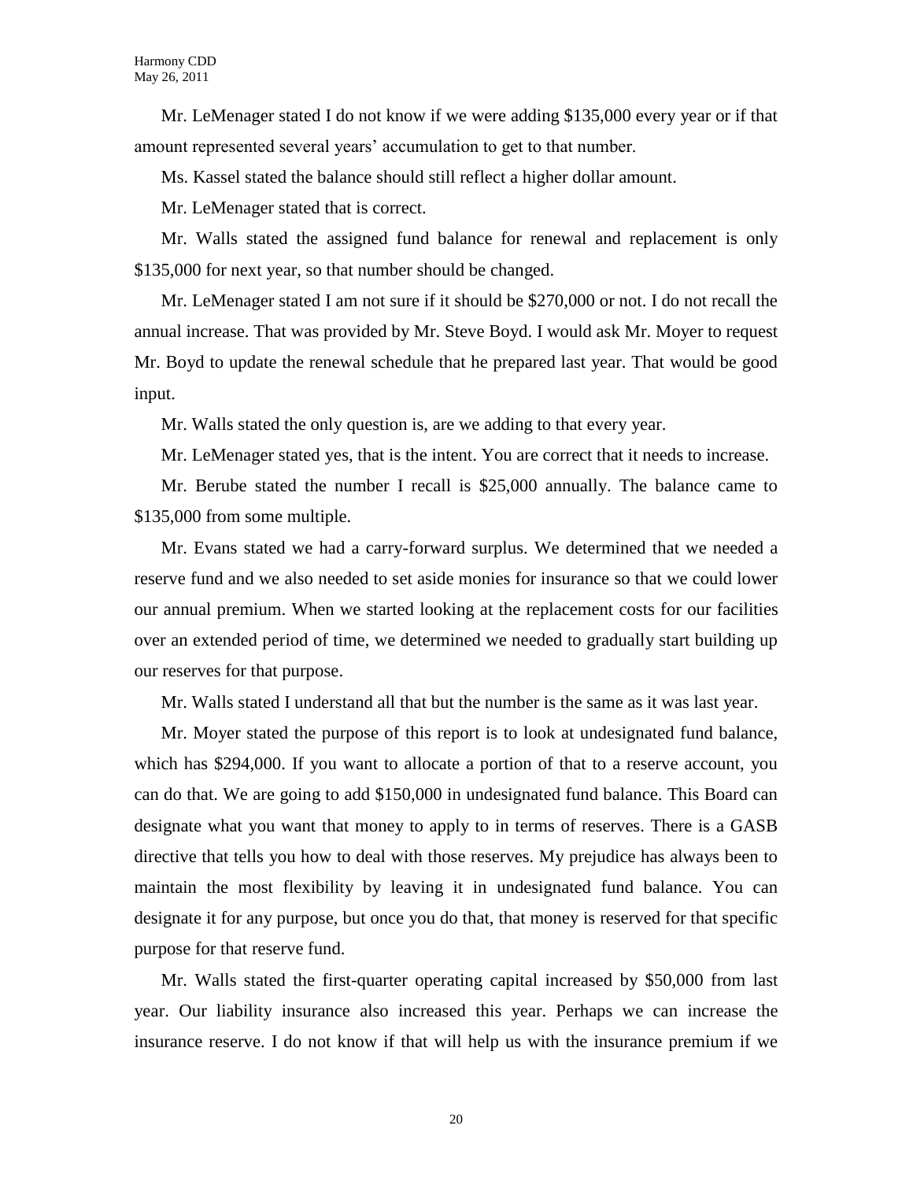Mr. LeMenager stated I do not know if we were adding $135,000 every year or if that amount represented several years' accumulation to get to that number.

Ms. Kassel stated the balance should still reflect a higher dollar amount.

Mr. LeMenager stated that is correct.

Mr. Walls stated the assigned fund balance for renewal and replacement is only $135,000 for next year, so that number should be changed.

Mr. LeMenager stated I am not sure if it should be $270,000 or not. I do not recall the annual increase. That was provided by Mr. Steve Boyd. I would ask Mr. Moyer to request Mr. Boyd to update the renewal schedule that he prepared last year. That would be good input.

Mr. Walls stated the only question is, are we adding to that every year.

Mr. LeMenager stated yes, that is the intent. You are correct that it needs to increase.

Mr. Berube stated the number I recall is $25,000 annually. The balance came to $135,000 from some multiple.

Mr. Evans stated we had a carry-forward surplus. We determined that we needed a reserve fund and we also needed to set aside monies for insurance so that we could lower our annual premium. When we started looking at the replacement costs for our facilities over an extended period of time, we determined we needed to gradually start building up our reserves for that purpose.

Mr. Walls stated I understand all that but the number is the same as it was last year.

Mr. Moyer stated the purpose of this report is to look at undesignated fund balance, which has $294,000. If you want to allocate a portion of that to a reserve account, you can do that. We are going to add $150,000 in undesignated fund balance. This Board can designate what you want that money to apply to in terms of reserves. There is a GASB directive that tells you how to deal with those reserves. My prejudice has always been to maintain the most flexibility by leaving it in undesignated fund balance. You can designate it for any purpose, but once you do that, that money is reserved for that specific purpose for that reserve fund.

Mr. Walls stated the first-quarter operating capital increased by $50,000 from last year. Our liability insurance also increased this year. Perhaps we can increase the insurance reserve. I do not know if that will help us with the insurance premium if we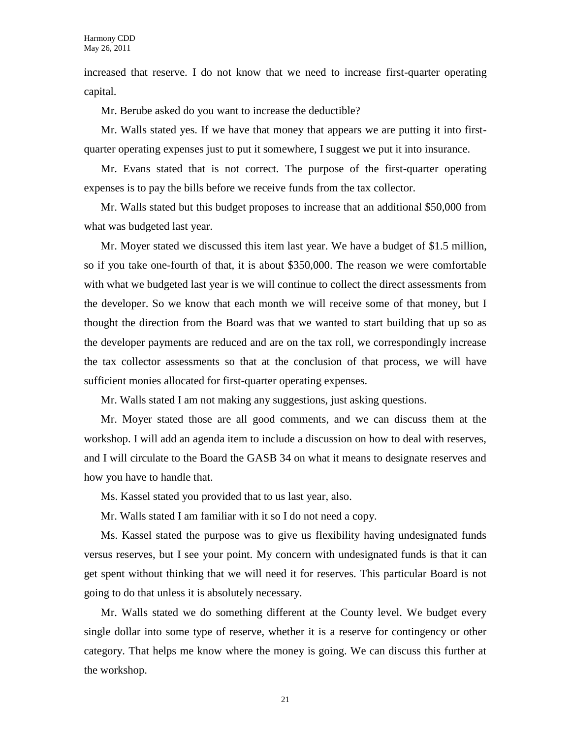increased that reserve. I do not know that we need to increase first-quarter operating capital.

Mr. Berube asked do you want to increase the deductible?

Mr. Walls stated yes. If we have that money that appears we are putting it into first-quarter operating expenses just to put it somewhere, I suggest we put it into insurance.

Mr. Evans stated that is not correct. The purpose of the first-quarter operating expenses is to pay the bills before we receive funds from the tax collector.

Mr. Walls stated but this budget proposes to increase that an additional $50,000 from what was budgeted last year.

Mr. Moyer stated we discussed this item last year. We have a budget of $1.5 million, so if you take one-fourth of that, it is about $350,000. The reason we were comfortable with what we budgeted last year is we will continue to collect the direct assessments from the developer. So we know that each month we will receive some of that money, but I thought the direction from the Board was that we wanted to start building that up so as the developer payments are reduced and are on the tax roll, we correspondingly increase the tax collector assessments so that at the conclusion of that process, we will have sufficient monies allocated for first-quarter operating expenses.

Mr. Walls stated I am not making any suggestions, just asking questions.

Mr. Moyer stated those are all good comments, and we can discuss them at the workshop. I will add an agenda item to include a discussion on how to deal with reserves, and I will circulate to the Board the GASB 34 on what it means to designate reserves and how you have to handle that.

Ms. Kassel stated you provided that to us last year, also.

Mr. Walls stated I am familiar with it so I do not need a copy.

Ms. Kassel stated the purpose was to give us flexibility having undesignated funds versus reserves, but I see your point. My concern with undesignated funds is that it can get spent without thinking that we will need it for reserves. This particular Board is not going to do that unless it is absolutely necessary.

Mr. Walls stated we do something different at the County level. We budget every single dollar into some type of reserve, whether it is a reserve for contingency or other category. That helps me know where the money is going. We can discuss this further at the workshop.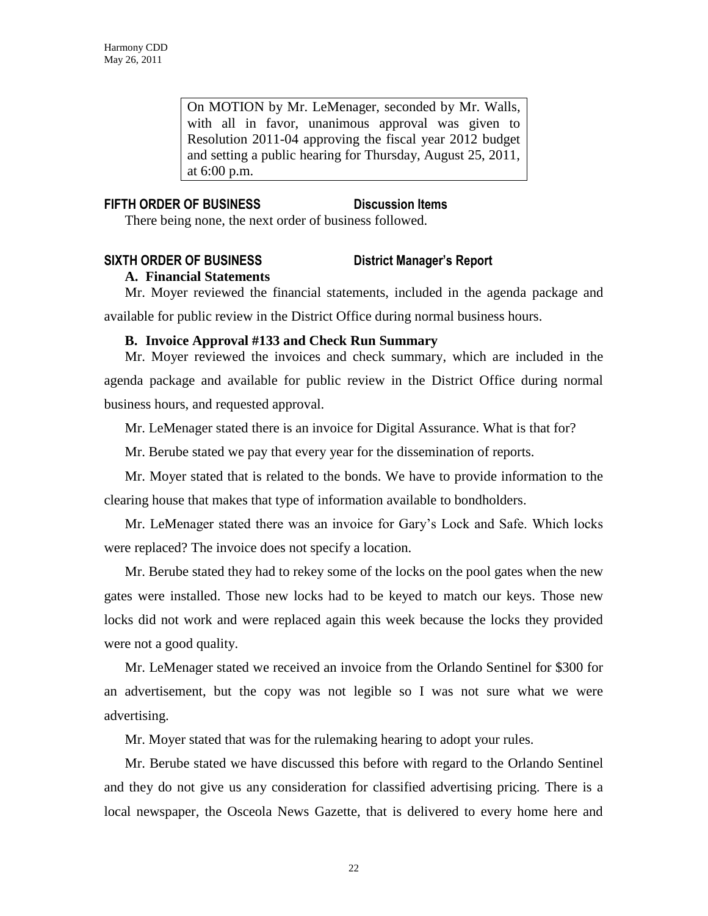> On MOTION by Mr. LeMenager, seconded by Mr. Walls, with all in favor, unanimous approval was given to Resolution 2011-04 approving the fiscal year 2012 budget and setting a public hearing for Thursday, August 25, 2011, at 6:00 p.m.

**FIFTH ORDER OF BUSINESS** **Discussion Items**

There being none, the next order of business followed.

**SIXTH ORDER OF BUSINESS** **District Manager's Report**

**A. Financial Statements**

Mr. Moyer reviewed the financial statements, included in the agenda package and available for public review in the District Office during normal business hours.

**B. Invoice Approval #133 and Check Run Summary**

Mr. Moyer reviewed the invoices and check summary, which are included in the agenda package and available for public review in the District Office during normal business hours, and requested approval.

Mr. LeMenager stated there is an invoice for Digital Assurance. What is that for?

Mr. Berube stated we pay that every year for the dissemination of reports.

Mr. Moyer stated that is related to the bonds. We have to provide information to the clearing house that makes that type of information available to bondholders.

Mr. LeMenager stated there was an invoice for Gary's Lock and Safe. Which locks were replaced? The invoice does not specify a location.

Mr. Berube stated they had to rekey some of the locks on the pool gates when the new gates were installed. Those new locks had to be keyed to match our keys. Those new locks did not work and were replaced again this week because the locks they provided were not a good quality.

Mr. LeMenager stated we received an invoice from the Orlando Sentinel for $300 for an advertisement, but the copy was not legible so I was not sure what we were advertising.

Mr. Moyer stated that was for the rulemaking hearing to adopt your rules.

Mr. Berube stated we have discussed this before with regard to the Orlando Sentinel and they do not give us any consideration for classified advertising pricing. There is a local newspaper, the Osceola News Gazette, that is delivered to every home here and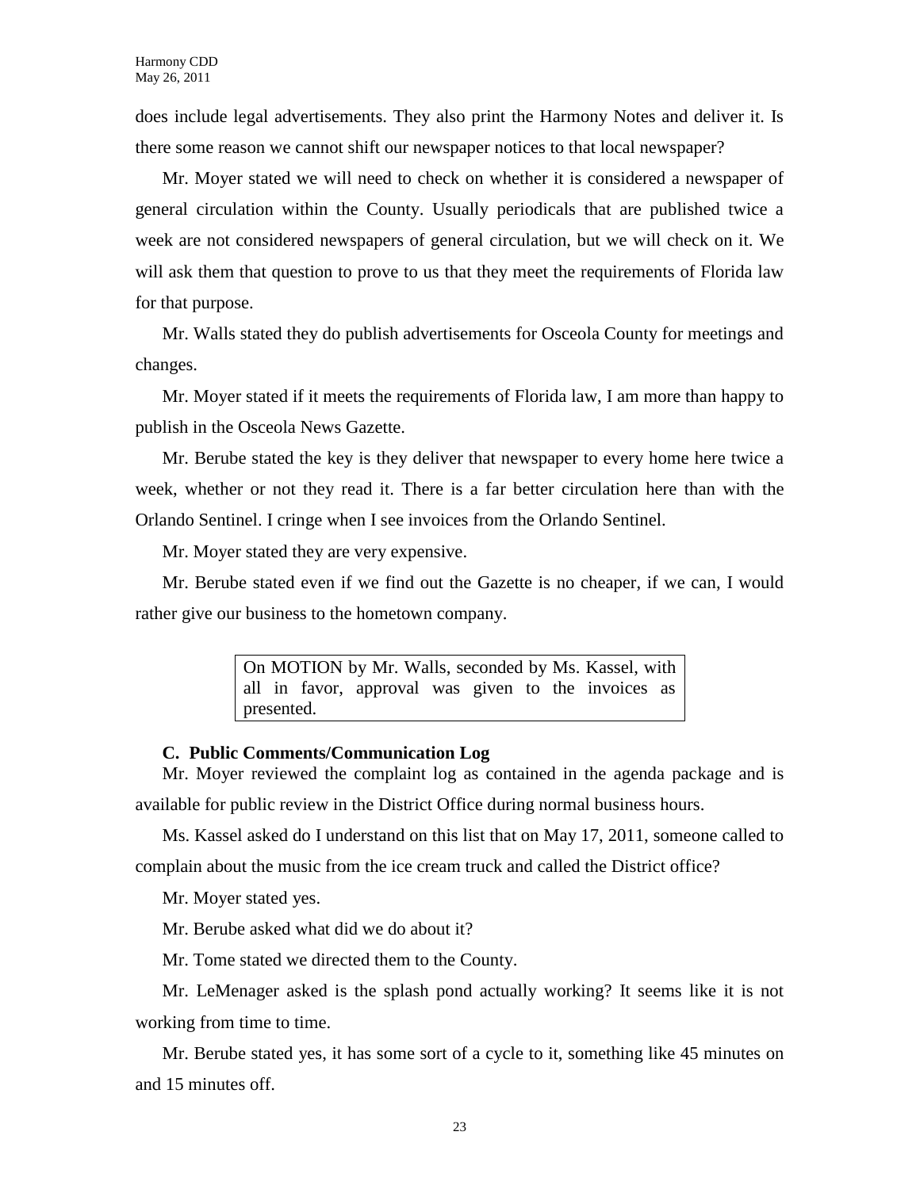does include legal advertisements. They also print the Harmony Notes and deliver it. Is there some reason we cannot shift our newspaper notices to that local newspaper?

Mr. Moyer stated we will need to check on whether it is considered a newspaper of general circulation within the County. Usually periodicals that are published twice a week are not considered newspapers of general circulation, but we will check on it. We will ask them that question to prove to us that they meet the requirements of Florida law for that purpose.

Mr. Walls stated they do publish advertisements for Osceola County for meetings and changes.

Mr. Moyer stated if it meets the requirements of Florida law, I am more than happy to publish in the Osceola News Gazette.

Mr. Berube stated the key is they deliver that newspaper to every home here twice a week, whether or not they read it. There is a far better circulation here than with the Orlando Sentinel. I cringe when I see invoices from the Orlando Sentinel.

Mr. Moyer stated they are very expensive.

Mr. Berube stated even if we find out the Gazette is no cheaper, if we can, I would rather give our business to the hometown company.

> On MOTION by Mr. Walls, seconded by Ms. Kassel, with all in favor, approval was given to the invoices as presented.

**C. Public Comments/Communication Log**

Mr. Moyer reviewed the complaint log as contained in the agenda package and is available for public review in the District Office during normal business hours.

Ms. Kassel asked do I understand on this list that on May 17, 2011, someone called to complain about the music from the ice cream truck and called the District office?

Mr. Moyer stated yes.

Mr. Berube asked what did we do about it?

Mr. Tome stated we directed them to the County.

Mr. LeMenager asked is the splash pond actually working? It seems like it is not working from time to time.

Mr. Berube stated yes, it has some sort of a cycle to it, something like 45 minutes on and 15 minutes off.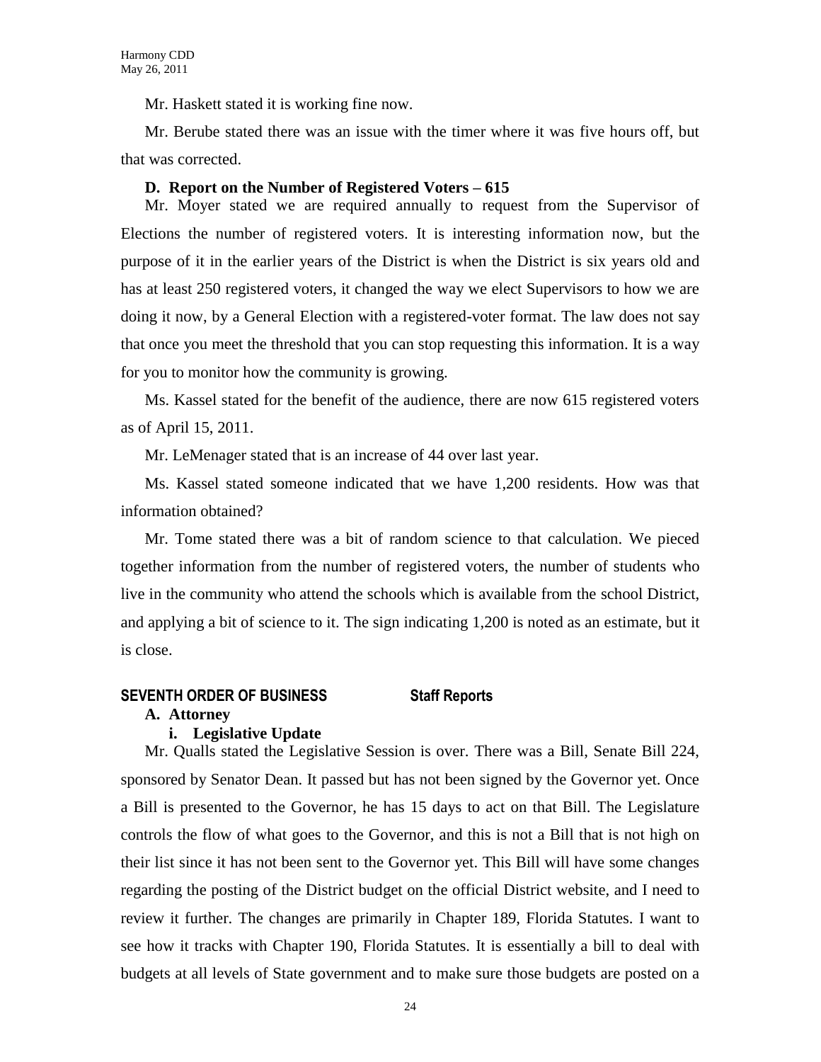Mr. Haskett stated it is working fine now.

Mr. Berube stated there was an issue with the timer where it was five hours off, but that was corrected.

**D. Report on the Number of Registered Voters – 615**

Mr. Moyer stated we are required annually to request from the Supervisor of Elections the number of registered voters. It is interesting information now, but the purpose of it in the earlier years of the District is when the District is six years old and has at least 250 registered voters, it changed the way we elect Supervisors to how we are doing it now, by a General Election with a registered-voter format. The law does not say that once you meet the threshold that you can stop requesting this information. It is a way for you to monitor how the community is growing.

Ms. Kassel stated for the benefit of the audience, there are now 615 registered voters as of April 15, 2011.

Mr. LeMenager stated that is an increase of 44 over last year.

Ms. Kassel stated someone indicated that we have 1,200 residents. How was that information obtained?

Mr. Tome stated there was a bit of random science to that calculation. We pieced together information from the number of registered voters, the number of students who live in the community who attend the schools which is available from the school District, and applying a bit of science to it. The sign indicating 1,200 is noted as an estimate, but it is close.

## SEVENTH ORDER OF BUSINESS Staff Reports

**A. Attorney**

**i. Legislative Update**

Mr. Qualls stated the Legislative Session is over. There was a Bill, Senate Bill 224, sponsored by Senator Dean. It passed but has not been signed by the Governor yet. Once a Bill is presented to the Governor, he has 15 days to act on that Bill. The Legislature controls the flow of what goes to the Governor, and this is not a Bill that is not high on their list since it has not been sent to the Governor yet. This Bill will have some changes regarding the posting of the District budget on the official District website, and I need to review it further. The changes are primarily in Chapter 189, Florida Statutes. I want to see how it tracks with Chapter 190, Florida Statutes. It is essentially a bill to deal with budgets at all levels of State government and to make sure those budgets are posted on a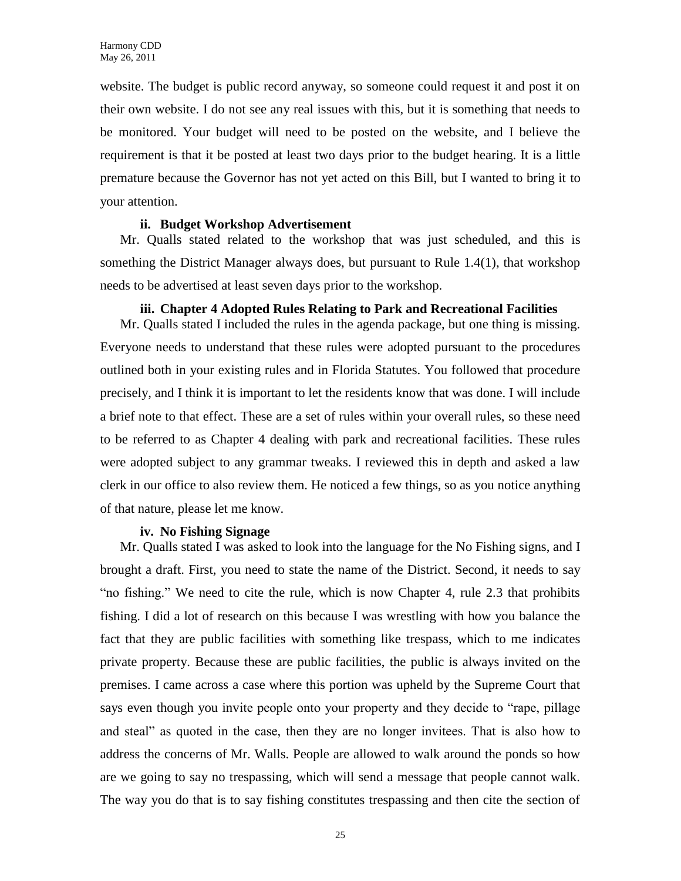website. The budget is public record anyway, so someone could request it and post it on their own website. I do not see any real issues with this, but it is something that needs to be monitored. Your budget will need to be posted on the website, and I believe the requirement is that it be posted at least two days prior to the budget hearing. It is a little premature because the Governor has not yet acted on this Bill, but I wanted to bring it to your attention.

**ii. Budget Workshop Advertisement**

Mr. Qualls stated related to the workshop that was just scheduled, and this is something the District Manager always does, but pursuant to Rule 1.4(1), that workshop needs to be advertised at least seven days prior to the workshop.

**iii. Chapter 4 Adopted Rules Relating to Park and Recreational Facilities**

Mr. Qualls stated I included the rules in the agenda package, but one thing is missing. Everyone needs to understand that these rules were adopted pursuant to the procedures outlined both in your existing rules and in Florida Statutes. You followed that procedure precisely, and I think it is important to let the residents know that was done. I will include a brief note to that effect. These are a set of rules within your overall rules, so these need to be referred to as Chapter 4 dealing with park and recreational facilities. These rules were adopted subject to any grammar tweaks. I reviewed this in depth and asked a law clerk in our office to also review them. He noticed a few things, so as you notice anything of that nature, please let me know.

**iv. No Fishing Signage**

Mr. Qualls stated I was asked to look into the language for the No Fishing signs, and I brought a draft. First, you need to state the name of the District. Second, it needs to say "no fishing." We need to cite the rule, which is now Chapter 4, rule 2.3 that prohibits fishing. I did a lot of research on this because I was wrestling with how you balance the fact that they are public facilities with something like trespass, which to me indicates private property. Because these are public facilities, the public is always invited on the premises. I came across a case where this portion was upheld by the Supreme Court that says even though you invite people onto your property and they decide to "rape, pillage and steal" as quoted in the case, then they are no longer invitees. That is also how to address the concerns of Mr. Walls. People are allowed to walk around the ponds so how are we going to say no trespassing, which will send a message that people cannot walk. The way you do that is to say fishing constitutes trespassing and then cite the section of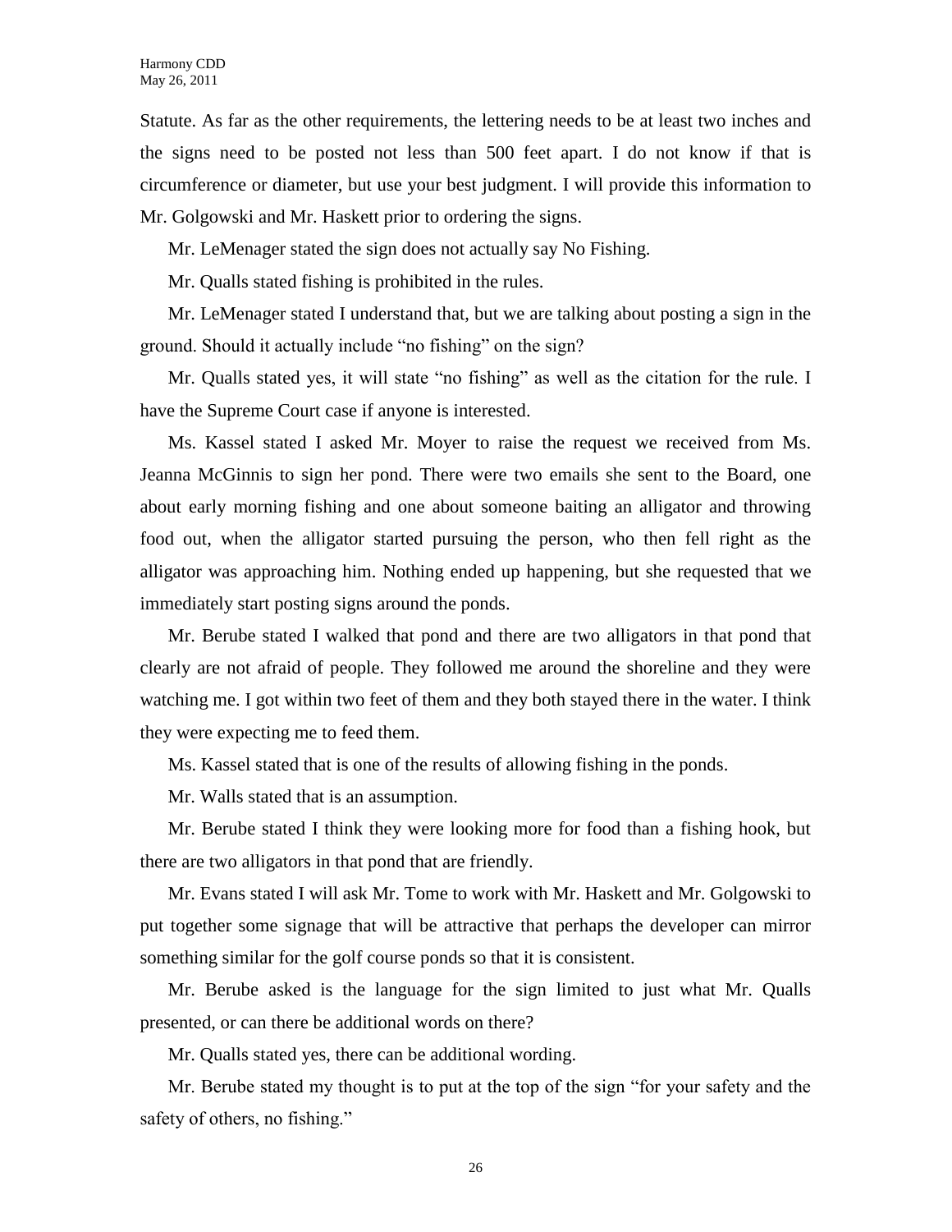Statute. As far as the other requirements, the lettering needs to be at least two inches and the signs need to be posted not less than 500 feet apart. I do not know if that is circumference or diameter, but use your best judgment. I will provide this information to Mr. Golgowski and Mr. Haskett prior to ordering the signs.

Mr. LeMenager stated the sign does not actually say No Fishing.

Mr. Qualls stated fishing is prohibited in the rules.

Mr. LeMenager stated I understand that, but we are talking about posting a sign in the ground. Should it actually include "no fishing" on the sign?

Mr. Qualls stated yes, it will state "no fishing" as well as the citation for the rule. I have the Supreme Court case if anyone is interested.

Ms. Kassel stated I asked Mr. Moyer to raise the request we received from Ms. Jeanna McGinnis to sign her pond. There were two emails she sent to the Board, one about early morning fishing and one about someone baiting an alligator and throwing food out, when the alligator started pursuing the person, who then fell right as the alligator was approaching him. Nothing ended up happening, but she requested that we immediately start posting signs around the ponds.

Mr. Berube stated I walked that pond and there are two alligators in that pond that clearly are not afraid of people. They followed me around the shoreline and they were watching me. I got within two feet of them and they both stayed there in the water. I think they were expecting me to feed them.

Ms. Kassel stated that is one of the results of allowing fishing in the ponds.

Mr. Walls stated that is an assumption.

Mr. Berube stated I think they were looking more for food than a fishing hook, but there are two alligators in that pond that are friendly.

Mr. Evans stated I will ask Mr. Tome to work with Mr. Haskett and Mr. Golgowski to put together some signage that will be attractive that perhaps the developer can mirror something similar for the golf course ponds so that it is consistent.

Mr. Berube asked is the language for the sign limited to just what Mr. Qualls presented, or can there be additional words on there?

Mr. Qualls stated yes, there can be additional wording.

Mr. Berube stated my thought is to put at the top of the sign "for your safety and the safety of others, no fishing."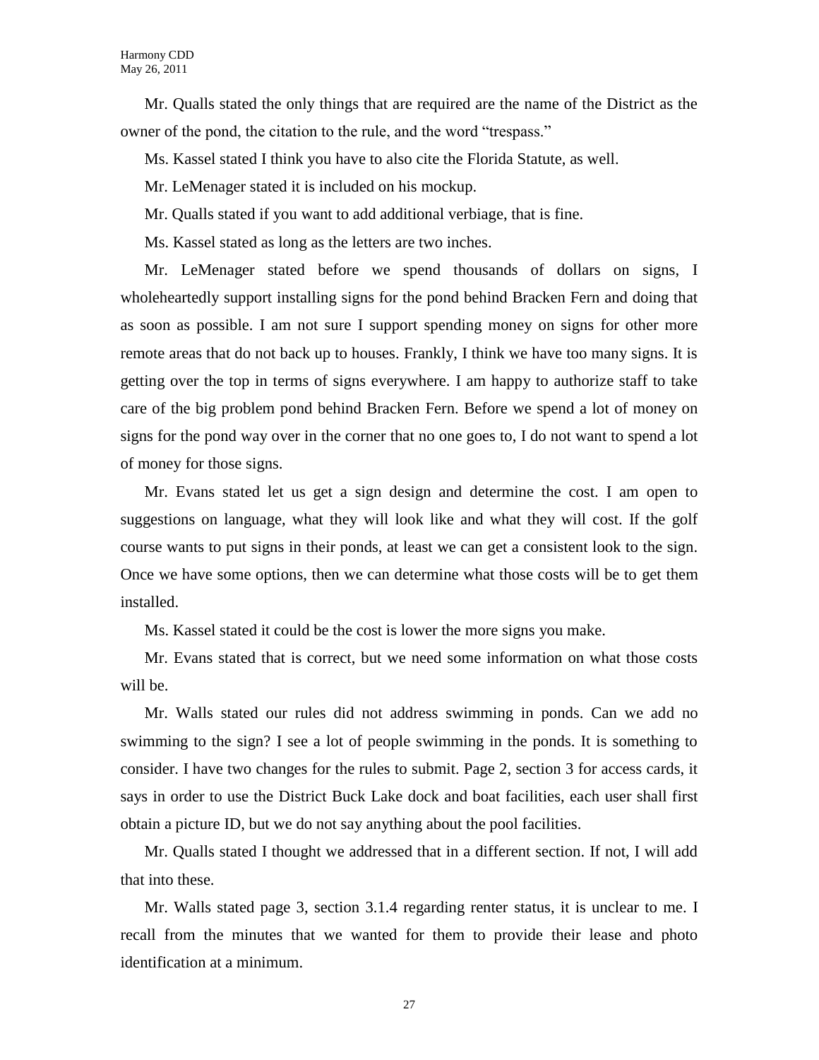Mr. Qualls stated the only things that are required are the name of the District as the owner of the pond, the citation to the rule, and the word "trespass."

Ms. Kassel stated I think you have to also cite the Florida Statute, as well.

Mr. LeMenager stated it is included on his mockup.

Mr. Qualls stated if you want to add additional verbiage, that is fine.

Ms. Kassel stated as long as the letters are two inches.

Mr. LeMenager stated before we spend thousands of dollars on signs, I wholeheartedly support installing signs for the pond behind Bracken Fern and doing that as soon as possible. I am not sure I support spending money on signs for other more remote areas that do not back up to houses. Frankly, I think we have too many signs. It is getting over the top in terms of signs everywhere. I am happy to authorize staff to take care of the big problem pond behind Bracken Fern. Before we spend a lot of money on signs for the pond way over in the corner that no one goes to, I do not want to spend a lot of money for those signs.

Mr. Evans stated let us get a sign design and determine the cost. I am open to suggestions on language, what they will look like and what they will cost. If the golf course wants to put signs in their ponds, at least we can get a consistent look to the sign. Once we have some options, then we can determine what those costs will be to get them installed.

Ms. Kassel stated it could be the cost is lower the more signs you make.

Mr. Evans stated that is correct, but we need some information on what those costs will be.

Mr. Walls stated our rules did not address swimming in ponds. Can we add no swimming to the sign? I see a lot of people swimming in the ponds. It is something to consider. I have two changes for the rules to submit. Page 2, section 3 for access cards, it says in order to use the District Buck Lake dock and boat facilities, each user shall first obtain a picture ID, but we do not say anything about the pool facilities.

Mr. Qualls stated I thought we addressed that in a different section. If not, I will add that into these.

Mr. Walls stated page 3, section 3.1.4 regarding renter status, it is unclear to me. I recall from the minutes that we wanted for them to provide their lease and photo identification at a minimum.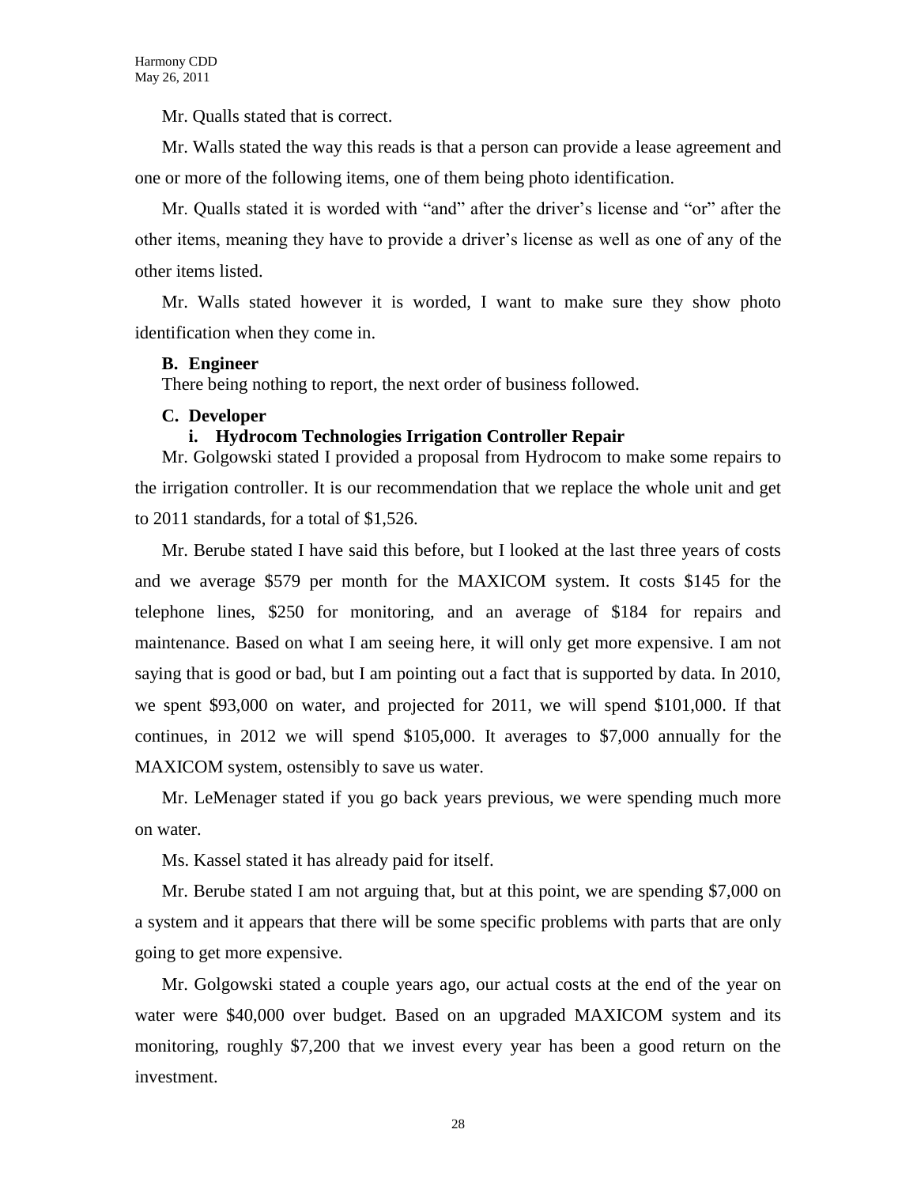Mr. Qualls stated that is correct.

Mr. Walls stated the way this reads is that a person can provide a lease agreement and one or more of the following items, one of them being photo identification.

Mr. Qualls stated it is worded with "and" after the driver's license and "or" after the other items, meaning they have to provide a driver's license as well as one of any of the other items listed.

Mr. Walls stated however it is worded, I want to make sure they show photo identification when they come in.

**B. Engineer**

There being nothing to report, the next order of business followed.

**C. Developer**

**i. Hydrocom Technologies Irrigation Controller Repair**

Mr. Golgowski stated I provided a proposal from Hydrocom to make some repairs to the irrigation controller. It is our recommendation that we replace the whole unit and get to 2011 standards, for a total of $1,526.

Mr. Berube stated I have said this before, but I looked at the last three years of costs and we average $579 per month for the MAXICOM system. It costs $145 for the telephone lines, $250 for monitoring, and an average of $184 for repairs and maintenance. Based on what I am seeing here, it will only get more expensive. I am not saying that is good or bad, but I am pointing out a fact that is supported by data. In 2010, we spent $93,000 on water, and projected for 2011, we will spend $101,000. If that continues, in 2012 we will spend $105,000. It averages to $7,000 annually for the MAXICOM system, ostensibly to save us water.

Mr. LeMenager stated if you go back years previous, we were spending much more on water.

Ms. Kassel stated it has already paid for itself.

Mr. Berube stated I am not arguing that, but at this point, we are spending $7,000 on a system and it appears that there will be some specific problems with parts that are only going to get more expensive.

Mr. Golgowski stated a couple years ago, our actual costs at the end of the year on water were $40,000 over budget. Based on an upgraded MAXICOM system and its monitoring, roughly $7,200 that we invest every year has been a good return on the investment.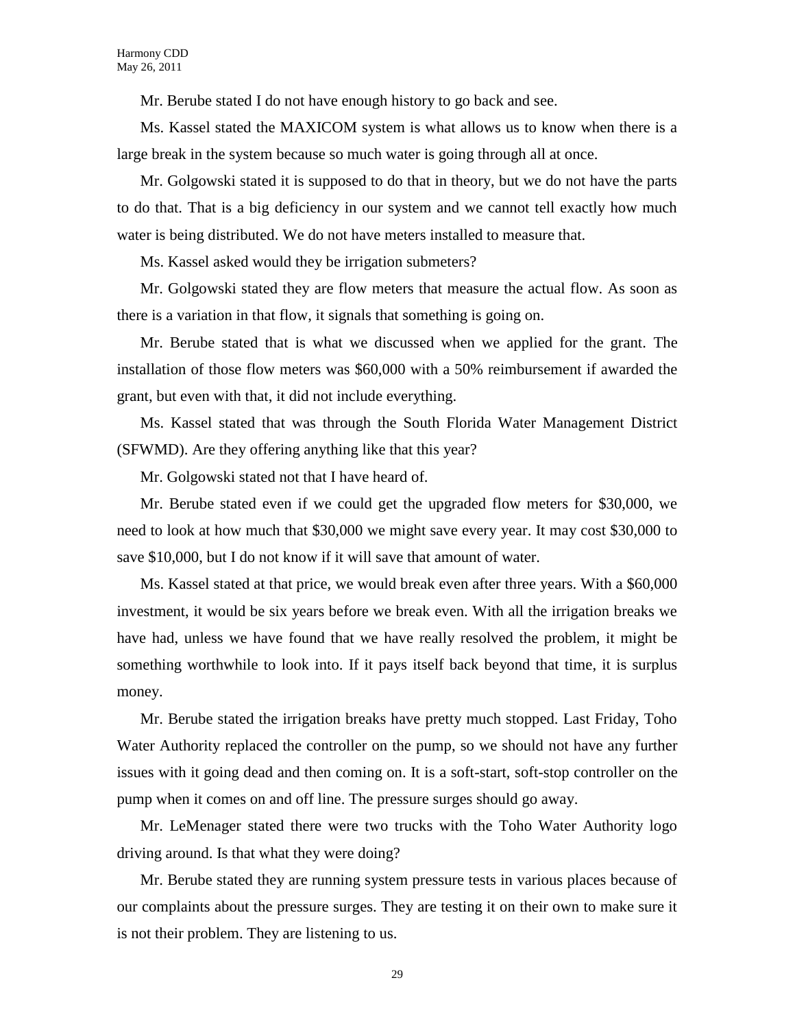Mr. Berube stated I do not have enough history to go back and see.

Ms. Kassel stated the MAXICOM system is what allows us to know when there is a large break in the system because so much water is going through all at once.

Mr. Golgowski stated it is supposed to do that in theory, but we do not have the parts to do that. That is a big deficiency in our system and we cannot tell exactly how much water is being distributed. We do not have meters installed to measure that.

Ms. Kassel asked would they be irrigation submeters?

Mr. Golgowski stated they are flow meters that measure the actual flow. As soon as there is a variation in that flow, it signals that something is going on.

Mr. Berube stated that is what we discussed when we applied for the grant. The installation of those flow meters was $60,000 with a 50% reimbursement if awarded the grant, but even with that, it did not include everything.

Ms. Kassel stated that was through the South Florida Water Management District (SFWMD). Are they offering anything like that this year?

Mr. Golgowski stated not that I have heard of.

Mr. Berube stated even if we could get the upgraded flow meters for $30,000, we need to look at how much that $30,000 we might save every year. It may cost $30,000 to save $10,000, but I do not know if it will save that amount of water.

Ms. Kassel stated at that price, we would break even after three years. With a $60,000 investment, it would be six years before we break even. With all the irrigation breaks we have had, unless we have found that we have really resolved the problem, it might be something worthwhile to look into. If it pays itself back beyond that time, it is surplus money.

Mr. Berube stated the irrigation breaks have pretty much stopped. Last Friday, Toho Water Authority replaced the controller on the pump, so we should not have any further issues with it going dead and then coming on. It is a soft-start, soft-stop controller on the pump when it comes on and off line. The pressure surges should go away.

Mr. LeMenager stated there were two trucks with the Toho Water Authority logo driving around. Is that what they were doing?

Mr. Berube stated they are running system pressure tests in various places because of our complaints about the pressure surges. They are testing it on their own to make sure it is not their problem. They are listening to us.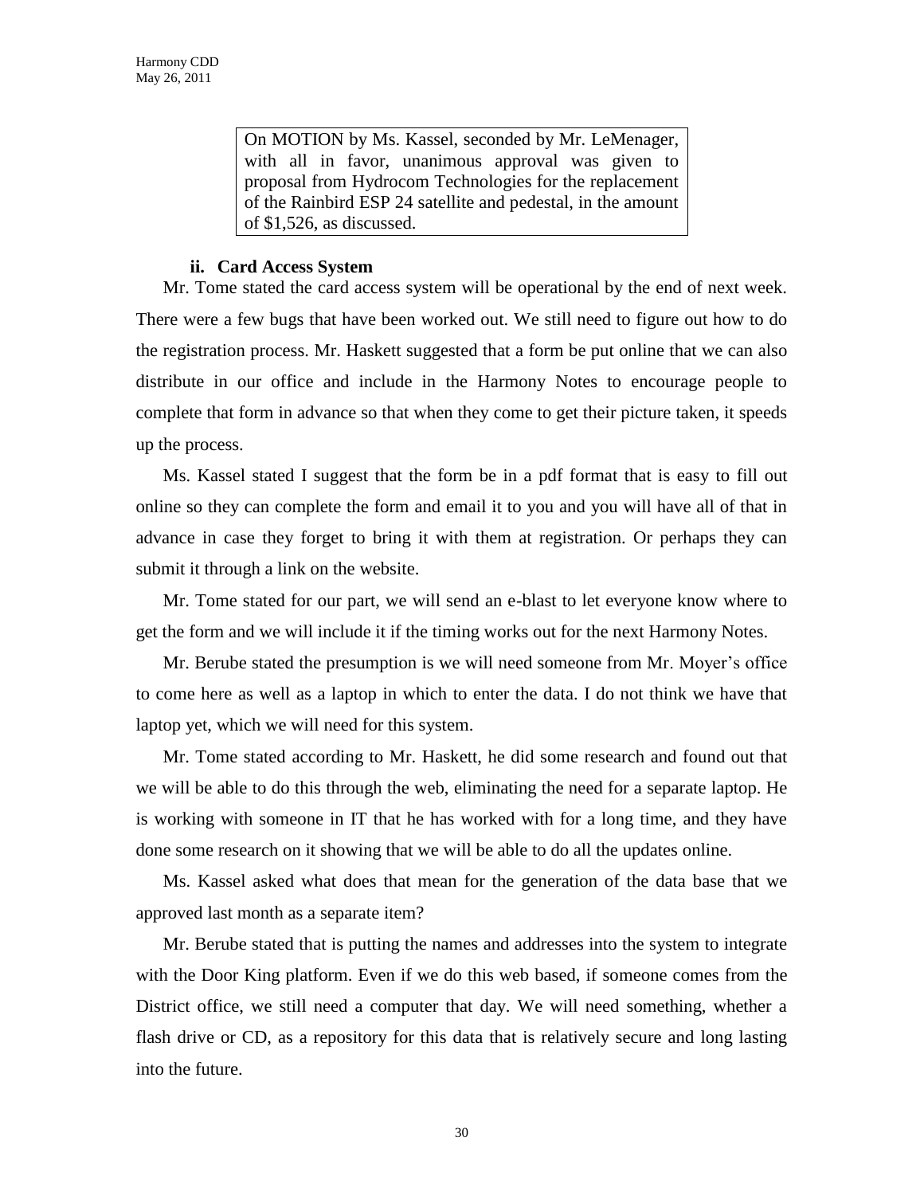> On MOTION by Ms. Kassel, seconded by Mr. LeMenager, with all in favor, unanimous approval was given to proposal from Hydrocom Technologies for the replacement of the Rainbird ESP 24 satellite and pedestal, in the amount of $1,526, as discussed.

**ii. Card Access System**

Mr. Tome stated the card access system will be operational by the end of next week. There were a few bugs that have been worked out. We still need to figure out how to do the registration process. Mr. Haskett suggested that a form be put online that we can also distribute in our office and include in the Harmony Notes to encourage people to complete that form in advance so that when they come to get their picture taken, it speeds up the process.

Ms. Kassel stated I suggest that the form be in a pdf format that is easy to fill out online so they can complete the form and email it to you and you will have all of that in advance in case they forget to bring it with them at registration. Or perhaps they can submit it through a link on the website.

Mr. Tome stated for our part, we will send an e-blast to let everyone know where to get the form and we will include it if the timing works out for the next Harmony Notes.

Mr. Berube stated the presumption is we will need someone from Mr. Moyer's office to come here as well as a laptop in which to enter the data. I do not think we have that laptop yet, which we will need for this system.

Mr. Tome stated according to Mr. Haskett, he did some research and found out that we will be able to do this through the web, eliminating the need for a separate laptop. He is working with someone in IT that he has worked with for a long time, and they have done some research on it showing that we will be able to do all the updates online.

Ms. Kassel asked what does that mean for the generation of the data base that we approved last month as a separate item?

Mr. Berube stated that is putting the names and addresses into the system to integrate with the Door King platform. Even if we do this web based, if someone comes from the District office, we still need a computer that day. We will need something, whether a flash drive or CD, as a repository for this data that is relatively secure and long lasting into the future.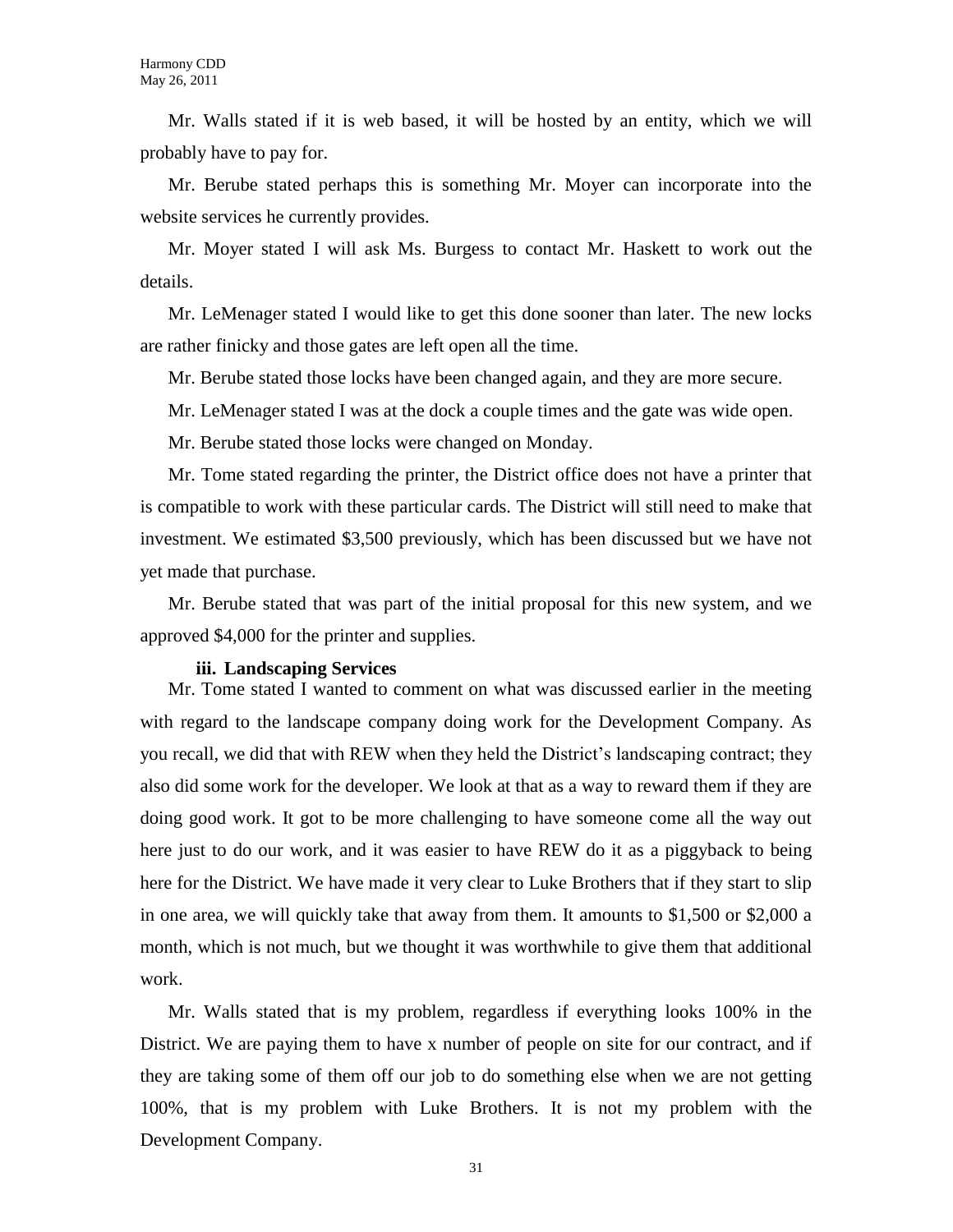Mr. Walls stated if it is web based, it will be hosted by an entity, which we will probably have to pay for.

Mr. Berube stated perhaps this is something Mr. Moyer can incorporate into the website services he currently provides.

Mr. Moyer stated I will ask Ms. Burgess to contact Mr. Haskett to work out the details.

Mr. LeMenager stated I would like to get this done sooner than later. The new locks are rather finicky and those gates are left open all the time.

Mr. Berube stated those locks have been changed again, and they are more secure.

Mr. LeMenager stated I was at the dock a couple times and the gate was wide open.

Mr. Berube stated those locks were changed on Monday.

Mr. Tome stated regarding the printer, the District office does not have a printer that is compatible to work with these particular cards. The District will still need to make that investment. We estimated $3,500 previously, which has been discussed but we have not yet made that purchase.

Mr. Berube stated that was part of the initial proposal for this new system, and we approved $4,000 for the printer and supplies.

**iii. Landscaping Services**

Mr. Tome stated I wanted to comment on what was discussed earlier in the meeting with regard to the landscape company doing work for the Development Company. As you recall, we did that with REW when they held the District's landscaping contract; they also did some work for the developer. We look at that as a way to reward them if they are doing good work. It got to be more challenging to have someone come all the way out here just to do our work, and it was easier to have REW do it as a piggyback to being here for the District. We have made it very clear to Luke Brothers that if they start to slip in one area, we will quickly take that away from them. It amounts to $1,500 or $2,000 a month, which is not much, but we thought it was worthwhile to give them that additional work.

Mr. Walls stated that is my problem, regardless if everything looks 100% in the District. We are paying them to have x number of people on site for our contract, and if they are taking some of them off our job to do something else when we are not getting 100%, that is my problem with Luke Brothers. It is not my problem with the Development Company.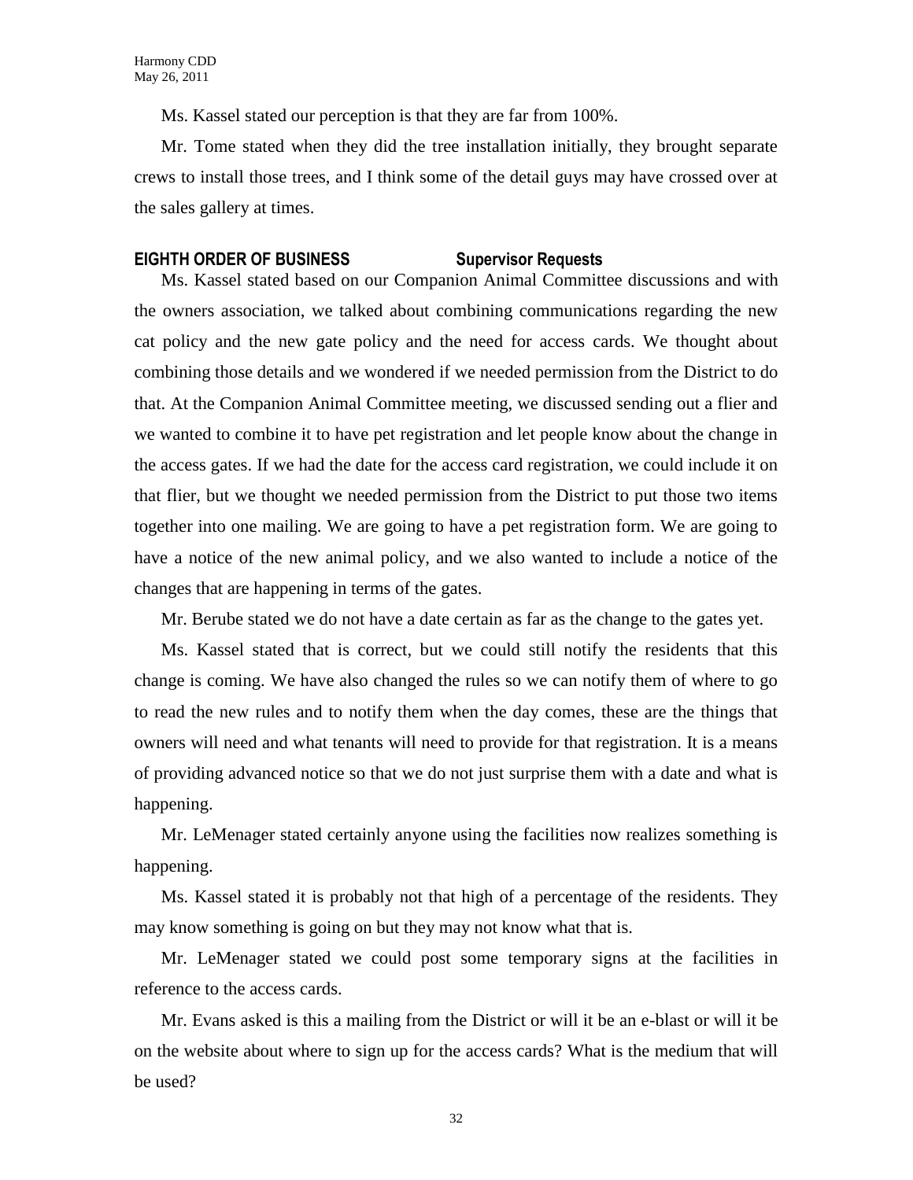Ms. Kassel stated our perception is that they are far from 100%.

Mr. Tome stated when they did the tree installation initially, they brought separate crews to install those trees, and I think some of the detail guys may have crossed over at the sales gallery at times.

**EIGHTH ORDER OF BUSINESS Supervisor Requests**

Ms. Kassel stated based on our Companion Animal Committee discussions and with the owners association, we talked about combining communications regarding the new cat policy and the new gate policy and the need for access cards. We thought about combining those details and we wondered if we needed permission from the District to do that. At the Companion Animal Committee meeting, we discussed sending out a flier and we wanted to combine it to have pet registration and let people know about the change in the access gates. If we had the date for the access card registration, we could include it on that flier, but we thought we needed permission from the District to put those two items together into one mailing. We are going to have a pet registration form. We are going to have a notice of the new animal policy, and we also wanted to include a notice of the changes that are happening in terms of the gates.

Mr. Berube stated we do not have a date certain as far as the change to the gates yet.

Ms. Kassel stated that is correct, but we could still notify the residents that this change is coming. We have also changed the rules so we can notify them of where to go to read the new rules and to notify them when the day comes, these are the things that owners will need and what tenants will need to provide for that registration. It is a means of providing advanced notice so that we do not just surprise them with a date and what is happening.

Mr. LeMenager stated certainly anyone using the facilities now realizes something is happening.

Ms. Kassel stated it is probably not that high of a percentage of the residents. They may know something is going on but they may not know what that is.

Mr. LeMenager stated we could post some temporary signs at the facilities in reference to the access cards.

Mr. Evans asked is this a mailing from the District or will it be an e-blast or will it be on the website about where to sign up for the access cards? What is the medium that will be used?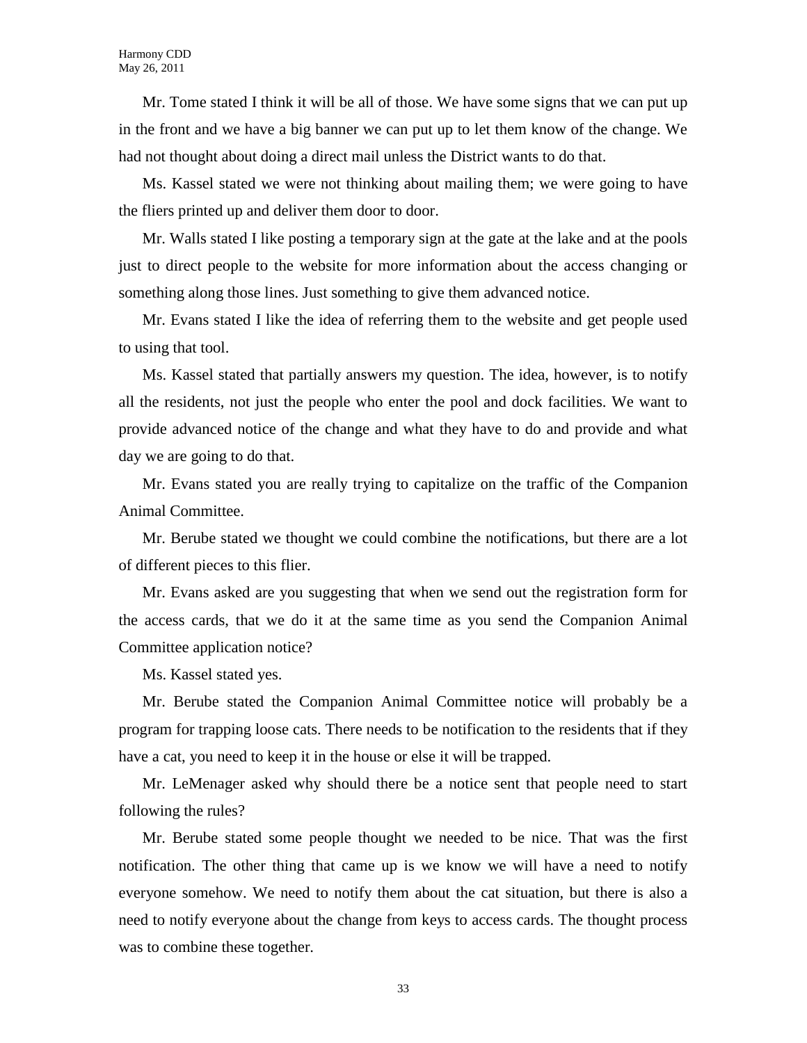Mr. Tome stated I think it will be all of those. We have some signs that we can put up in the front and we have a big banner we can put up to let them know of the change. We had not thought about doing a direct mail unless the District wants to do that.

Ms. Kassel stated we were not thinking about mailing them; we were going to have the fliers printed up and deliver them door to door.

Mr. Walls stated I like posting a temporary sign at the gate at the lake and at the pools just to direct people to the website for more information about the access changing or something along those lines. Just something to give them advanced notice.

Mr. Evans stated I like the idea of referring them to the website and get people used to using that tool.

Ms. Kassel stated that partially answers my question. The idea, however, is to notify all the residents, not just the people who enter the pool and dock facilities. We want to provide advanced notice of the change and what they have to do and provide and what day we are going to do that.

Mr. Evans stated you are really trying to capitalize on the traffic of the Companion Animal Committee.

Mr. Berube stated we thought we could combine the notifications, but there are a lot of different pieces to this flier.

Mr. Evans asked are you suggesting that when we send out the registration form for the access cards, that we do it at the same time as you send the Companion Animal Committee application notice?

Ms. Kassel stated yes.

Mr. Berube stated the Companion Animal Committee notice will probably be a program for trapping loose cats. There needs to be notification to the residents that if they have a cat, you need to keep it in the house or else it will be trapped.

Mr. LeMenager asked why should there be a notice sent that people need to start following the rules?

Mr. Berube stated some people thought we needed to be nice. That was the first notification. The other thing that came up is we know we will have a need to notify everyone somehow. We need to notify them about the cat situation, but there is also a need to notify everyone about the change from keys to access cards. The thought process was to combine these together.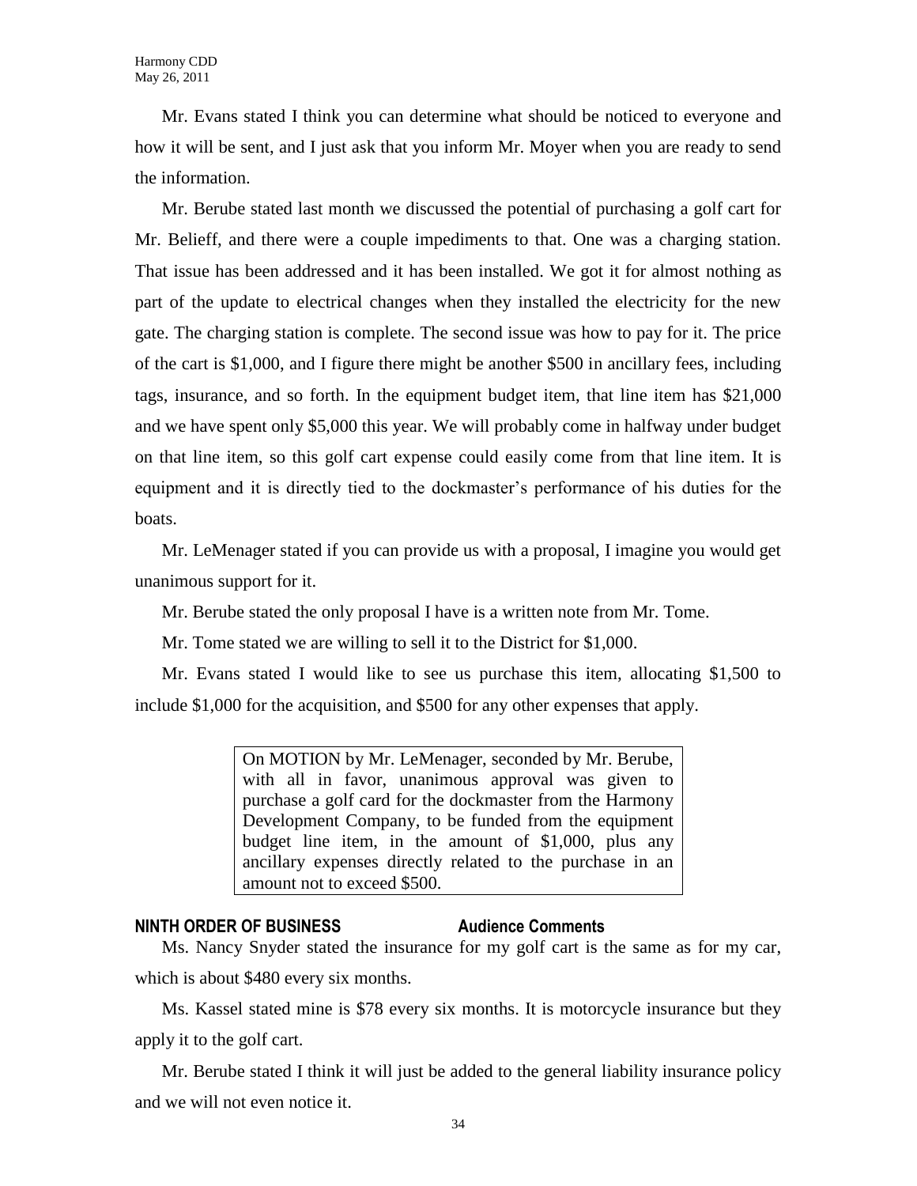Mr. Evans stated I think you can determine what should be noticed to everyone and how it will be sent, and I just ask that you inform Mr. Moyer when you are ready to send the information.

Mr. Berube stated last month we discussed the potential of purchasing a golf cart for Mr. Belieff, and there were a couple impediments to that. One was a charging station. That issue has been addressed and it has been installed. We got it for almost nothing as part of the update to electrical changes when they installed the electricity for the new gate. The charging station is complete. The second issue was how to pay for it. The price of the cart is $1,000, and I figure there might be another $500 in ancillary fees, including tags, insurance, and so forth. In the equipment budget item, that line item has $21,000 and we have spent only $5,000 this year. We will probably come in halfway under budget on that line item, so this golf cart expense could easily come from that line item. It is equipment and it is directly tied to the dockmaster's performance of his duties for the boats.

Mr. LeMenager stated if you can provide us with a proposal, I imagine you would get unanimous support for it.

Mr. Berube stated the only proposal I have is a written note from Mr. Tome.

Mr. Tome stated we are willing to sell it to the District for $1,000.

Mr. Evans stated I would like to see us purchase this item, allocating $1,500 to include $1,000 for the acquisition, and $500 for any other expenses that apply.

> On MOTION by Mr. LeMenager, seconded by Mr. Berube, with all in favor, unanimous approval was given to purchase a golf card for the dockmaster from the Harmony Development Company, to be funded from the equipment budget line item, in the amount of $1,000, plus any ancillary expenses directly related to the purchase in an amount not to exceed $500.

**NINTH ORDER OF BUSINESS — Audience Comments**

Ms. Nancy Snyder stated the insurance for my golf cart is the same as for my car, which is about $480 every six months.

Ms. Kassel stated mine is $78 every six months. It is motorcycle insurance but they apply it to the golf cart.

Mr. Berube stated I think it will just be added to the general liability insurance policy and we will not even notice it.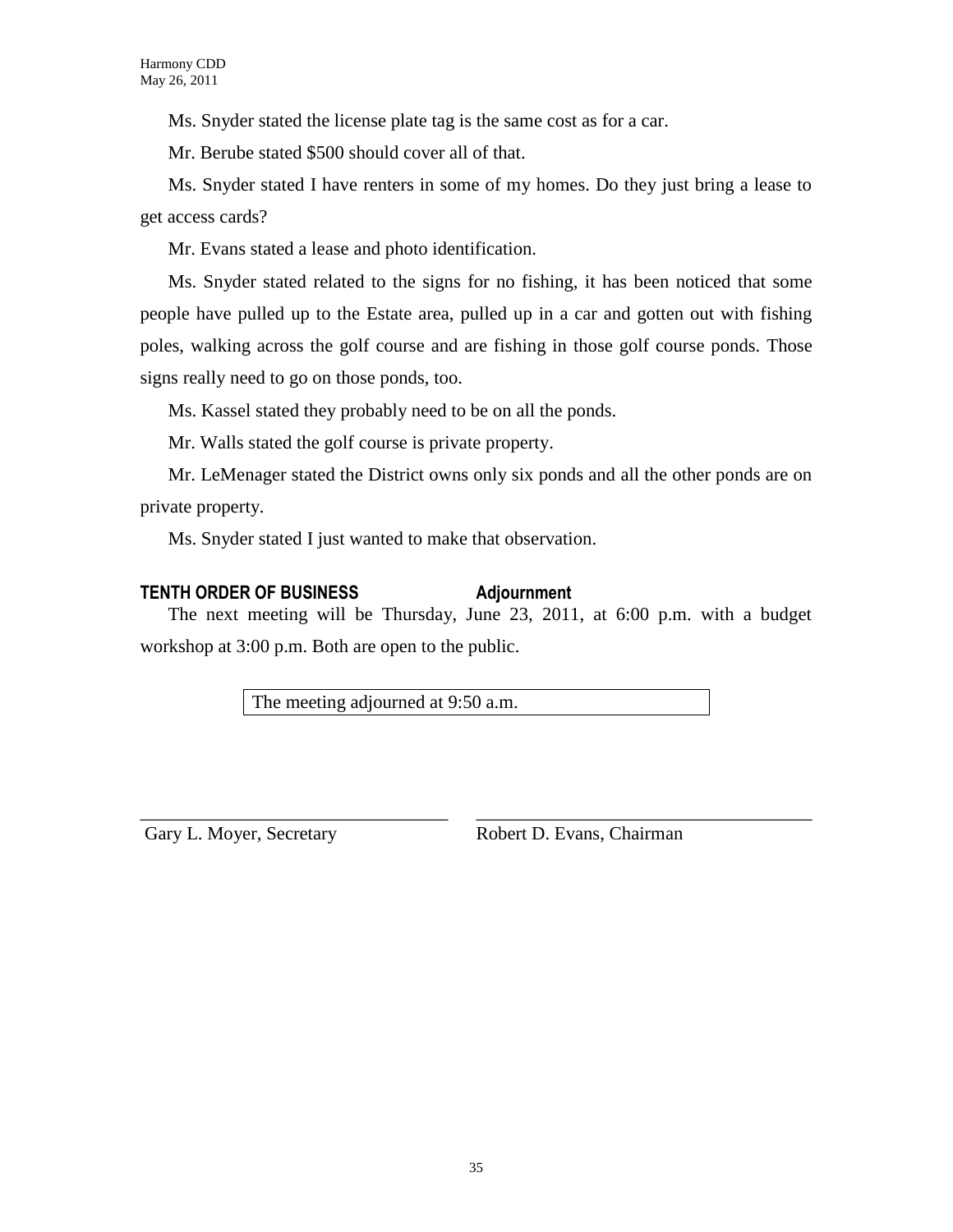Ms. Snyder stated the license plate tag is the same cost as for a car.

Mr. Berube stated $500 should cover all of that.

Ms. Snyder stated I have renters in some of my homes. Do they just bring a lease to get access cards?

Mr. Evans stated a lease and photo identification.

Ms. Snyder stated related to the signs for no fishing, it has been noticed that some people have pulled up to the Estate area, pulled up in a car and gotten out with fishing poles, walking across the golf course and are fishing in those golf course ponds. Those signs really need to go on those ponds, too.

Ms. Kassel stated they probably need to be on all the ponds.

Mr. Walls stated the golf course is private property.

Mr. LeMenager stated the District owns only six ponds and all the other ponds are on private property.

Ms. Snyder stated I just wanted to make that observation.

**TENTH ORDER OF BUSINESS Adjournment**

The next meeting will be Thursday, June 23, 2011, at 6:00 p.m. with a budget workshop at 3:00 p.m. Both are open to the public.

The meeting adjourned at 9:50 a.m.

\_\_\_\_\_\_\_\_\_\_\_\_\_\_\_\_\_\_\_\_\_\_\_\_\_\_\_\_\_\_\_\_ \_\_\_\_\_\_\_\_\_\_\_\_\_\_\_\_\_\_\_\_\_\_\_\_\_\_\_\_\_\_\_\_\_\_\_

Gary L. Moyer, Secretary Robert D. Evans, Chairman